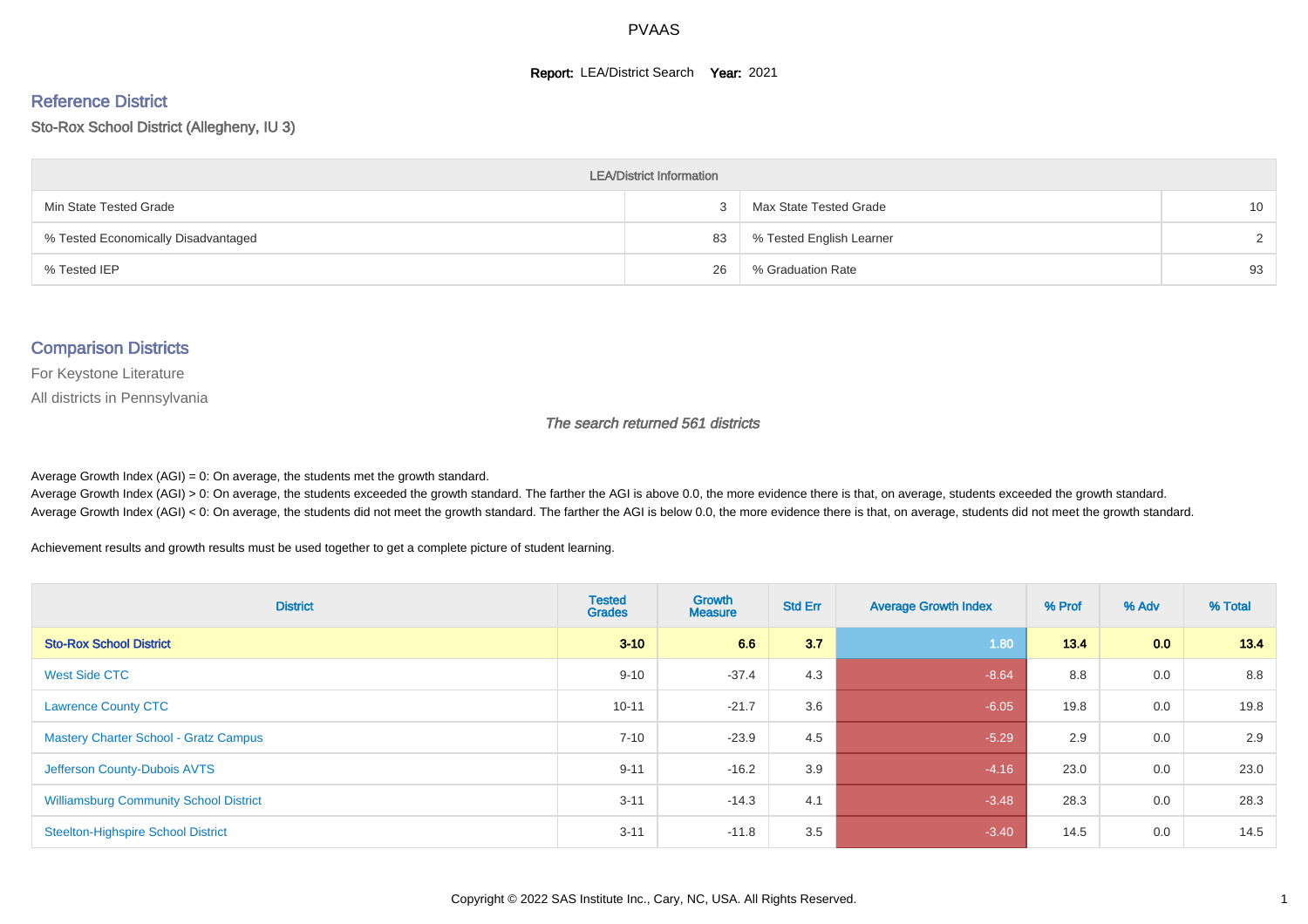# PVAAS

**Report:** LEA/District Search **Year:** 2021

## Reference District

Sto-Rox School District (Allegheny, IU 3)

| LEA/District Information | | | |
|---|---|---|---|
| Min State Tested Grade | 3 | Max State Tested Grade | 10 |
| % Tested Economically Disadvantaged | 83 | % Tested English Learner | 2 |
| % Tested IEP | 26 | % Graduation Rate | 93 |

## Comparison Districts

For Keystone Literature

All districts in Pennsylvania

*The search returned 561 districts*

Average Growth Index (AGI) = 0: On average, the students met the growth standard.
Average Growth Index (AGI) > 0: On average, the students exceeded the growth standard. The farther the AGI is above 0.0, the more evidence there is that, on average, students exceeded the growth standard.
Average Growth Index (AGI) < 0: On average, the students did not meet the growth standard. The farther the AGI is below 0.0, the more evidence there is that, on average, students did not meet the growth standard.

Achievement results and growth results must be used together to get a complete picture of student learning.

| District | Tested Grades | Growth Measure | Std Err | Average Growth Index | % Prof | % Adv | % Total |
|---|---|---|---|---|---|---|---|
| **Sto-Rox School District** | **3-10** | **6.6** | **3.7** | 1.80 | **13.4** | **0.0** | **13.4** |
| West Side CTC | 9-10 | -37.4 | 4.3 | -8.64 | 8.8 | 0.0 | 8.8 |
| Lawrence County CTC | 10-11 | -21.7 | 3.6 | -6.05 | 19.8 | 0.0 | 19.8 |
| Mastery Charter School - Gratz Campus | 7-10 | -23.9 | 4.5 | -5.29 | 2.9 | 0.0 | 2.9 |
| Jefferson County-Dubois AVTS | 9-11 | -16.2 | 3.9 | -4.16 | 23.0 | 0.0 | 23.0 |
| Williamsburg Community School District | 3-11 | -14.3 | 4.1 | -3.48 | 28.3 | 0.0 | 28.3 |
| Steelton-Highspire School District | 3-11 | -11.8 | 3.5 | -3.40 | 14.5 | 0.0 | 14.5 |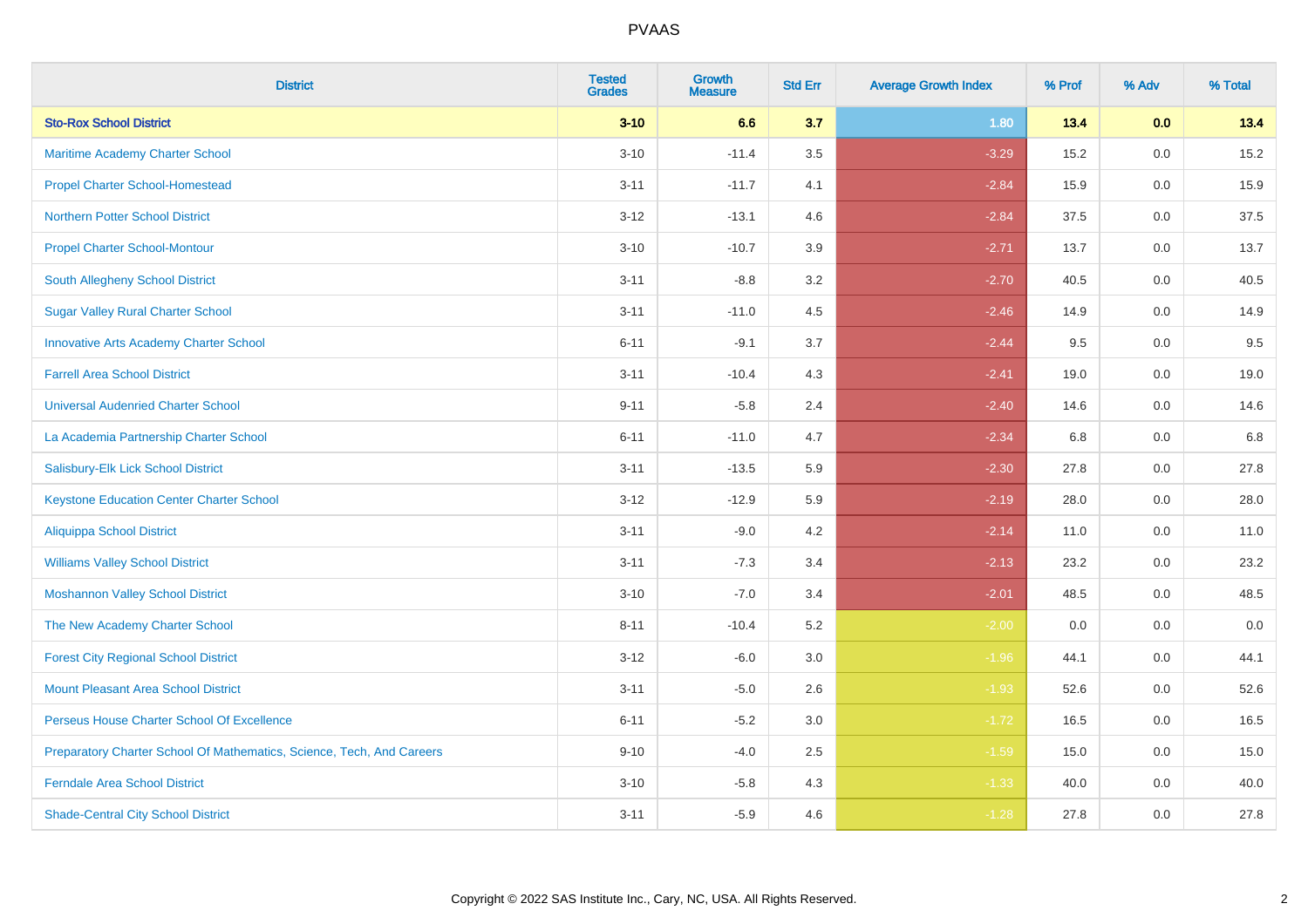# PVAAS

| District | Tested Grades | Growth Measure | Std Err | Average Growth Index | % Prof | % Adv | % Total |
|---|---|---|---|---|---|---|---|
| **Sto-Rox School District** | **3-10** | **6.6** | **3.7** | **1.80** | **13.4** | **0.0** | **13.4** |
| Maritime Academy Charter School | 3-10 | -11.4 | 3.5 | -3.29 | 15.2 | 0.0 | 15.2 |
| Propel Charter School-Homestead | 3-11 | -11.7 | 4.1 | -2.84 | 15.9 | 0.0 | 15.9 |
| Northern Potter School District | 3-12 | -13.1 | 4.6 | -2.84 | 37.5 | 0.0 | 37.5 |
| Propel Charter School-Montour | 3-10 | -10.7 | 3.9 | -2.71 | 13.7 | 0.0 | 13.7 |
| South Allegheny School District | 3-11 | -8.8 | 3.2 | -2.70 | 40.5 | 0.0 | 40.5 |
| Sugar Valley Rural Charter School | 3-11 | -11.0 | 4.5 | -2.46 | 14.9 | 0.0 | 14.9 |
| Innovative Arts Academy Charter School | 6-11 | -9.1 | 3.7 | -2.44 | 9.5 | 0.0 | 9.5 |
| Farrell Area School District | 3-11 | -10.4 | 4.3 | -2.41 | 19.0 | 0.0 | 19.0 |
| Universal Audenried Charter School | 9-11 | -5.8 | 2.4 | -2.40 | 14.6 | 0.0 | 14.6 |
| La Academia Partnership Charter School | 6-11 | -11.0 | 4.7 | -2.34 | 6.8 | 0.0 | 6.8 |
| Salisbury-Elk Lick School District | 3-11 | -13.5 | 5.9 | -2.30 | 27.8 | 0.0 | 27.8 |
| Keystone Education Center Charter School | 3-12 | -12.9 | 5.9 | -2.19 | 28.0 | 0.0 | 28.0 |
| Aliquippa School District | 3-11 | -9.0 | 4.2 | -2.14 | 11.0 | 0.0 | 11.0 |
| Williams Valley School District | 3-11 | -7.3 | 3.4 | -2.13 | 23.2 | 0.0 | 23.2 |
| Moshannon Valley School District | 3-10 | -7.0 | 3.4 | -2.01 | 48.5 | 0.0 | 48.5 |
| The New Academy Charter School | 8-11 | -10.4 | 5.2 | -2.00 | 0.0 | 0.0 | 0.0 |
| Forest City Regional School District | 3-12 | -6.0 | 3.0 | -1.96 | 44.1 | 0.0 | 44.1 |
| Mount Pleasant Area School District | 3-11 | -5.0 | 2.6 | -1.93 | 52.6 | 0.0 | 52.6 |
| Perseus House Charter School Of Excellence | 6-11 | -5.2 | 3.0 | -1.72 | 16.5 | 0.0 | 16.5 |
| Preparatory Charter School Of Mathematics, Science, Tech, And Careers | 9-10 | -4.0 | 2.5 | -1.59 | 15.0 | 0.0 | 15.0 |
| Ferndale Area School District | 3-10 | -5.8 | 4.3 | -1.33 | 40.0 | 0.0 | 40.0 |
| Shade-Central City School District | 3-11 | -5.9 | 4.6 | -1.28 | 27.8 | 0.0 | 27.8 |

Copyright © 2022 SAS Institute Inc., Cary, NC, USA. All Rights Reserved.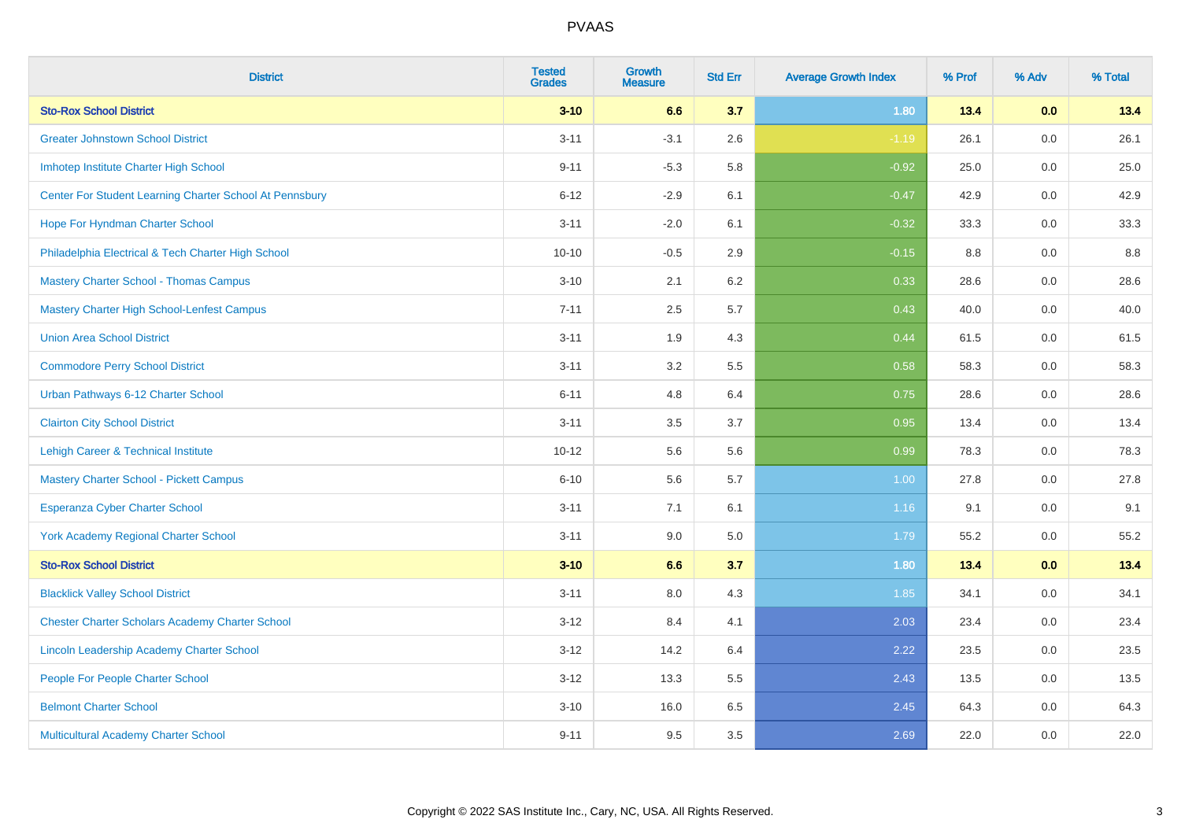| District | Tested Grades | Growth Measure | Std Err | Average Growth Index | % Prof | % Adv | % Total |
|---|---|---|---|---|---|---|---|
| **Sto-Rox School District** | **3-10** | **6.6** | **3.7** | **1.80** | **13.4** | **0.0** | **13.4** |
| Greater Johnstown School District | 3-11 | -3.1 | 2.6 | -1.19 | 26.1 | 0.0 | 26.1 |
| Imhotep Institute Charter High School | 9-11 | -5.3 | 5.8 | -0.92 | 25.0 | 0.0 | 25.0 |
| Center For Student Learning Charter School At Pennsbury | 6-12 | -2.9 | 6.1 | -0.47 | 42.9 | 0.0 | 42.9 |
| Hope For Hyndman Charter School | 3-11 | -2.0 | 6.1 | -0.32 | 33.3 | 0.0 | 33.3 |
| Philadelphia Electrical & Tech Charter High School | 10-10 | -0.5 | 2.9 | -0.15 | 8.8 | 0.0 | 8.8 |
| Mastery Charter School - Thomas Campus | 3-10 | 2.1 | 6.2 | 0.33 | 28.6 | 0.0 | 28.6 |
| Mastery Charter High School-Lenfest Campus | 7-11 | 2.5 | 5.7 | 0.43 | 40.0 | 0.0 | 40.0 |
| Union Area School District | 3-11 | 1.9 | 4.3 | 0.44 | 61.5 | 0.0 | 61.5 |
| Commodore Perry School District | 3-11 | 3.2 | 5.5 | 0.58 | 58.3 | 0.0 | 58.3 |
| Urban Pathways 6-12 Charter School | 6-11 | 4.8 | 6.4 | 0.75 | 28.6 | 0.0 | 28.6 |
| Clairton City School District | 3-11 | 3.5 | 3.7 | 0.95 | 13.4 | 0.0 | 13.4 |
| Lehigh Career & Technical Institute | 10-12 | 5.6 | 5.6 | 0.99 | 78.3 | 0.0 | 78.3 |
| Mastery Charter School - Pickett Campus | 6-10 | 5.6 | 5.7 | 1.00 | 27.8 | 0.0 | 27.8 |
| Esperanza Cyber Charter School | 3-11 | 7.1 | 6.1 | 1.16 | 9.1 | 0.0 | 9.1 |
| York Academy Regional Charter School | 3-11 | 9.0 | 5.0 | 1.79 | 55.2 | 0.0 | 55.2 |
| **Sto-Rox School District** | **3-10** | **6.6** | **3.7** | **1.80** | **13.4** | **0.0** | **13.4** |
| Blacklick Valley School District | 3-11 | 8.0 | 4.3 | 1.85 | 34.1 | 0.0 | 34.1 |
| Chester Charter Scholars Academy Charter School | 3-12 | 8.4 | 4.1 | 2.03 | 23.4 | 0.0 | 23.4 |
| Lincoln Leadership Academy Charter School | 3-12 | 14.2 | 6.4 | 2.22 | 23.5 | 0.0 | 23.5 |
| People For People Charter School | 3-12 | 13.3 | 5.5 | 2.43 | 13.5 | 0.0 | 13.5 |
| Belmont Charter School | 3-10 | 16.0 | 6.5 | 2.45 | 64.3 | 0.0 | 64.3 |
| Multicultural Academy Charter School | 9-11 | 9.5 | 3.5 | 2.69 | 22.0 | 0.0 | 22.0 |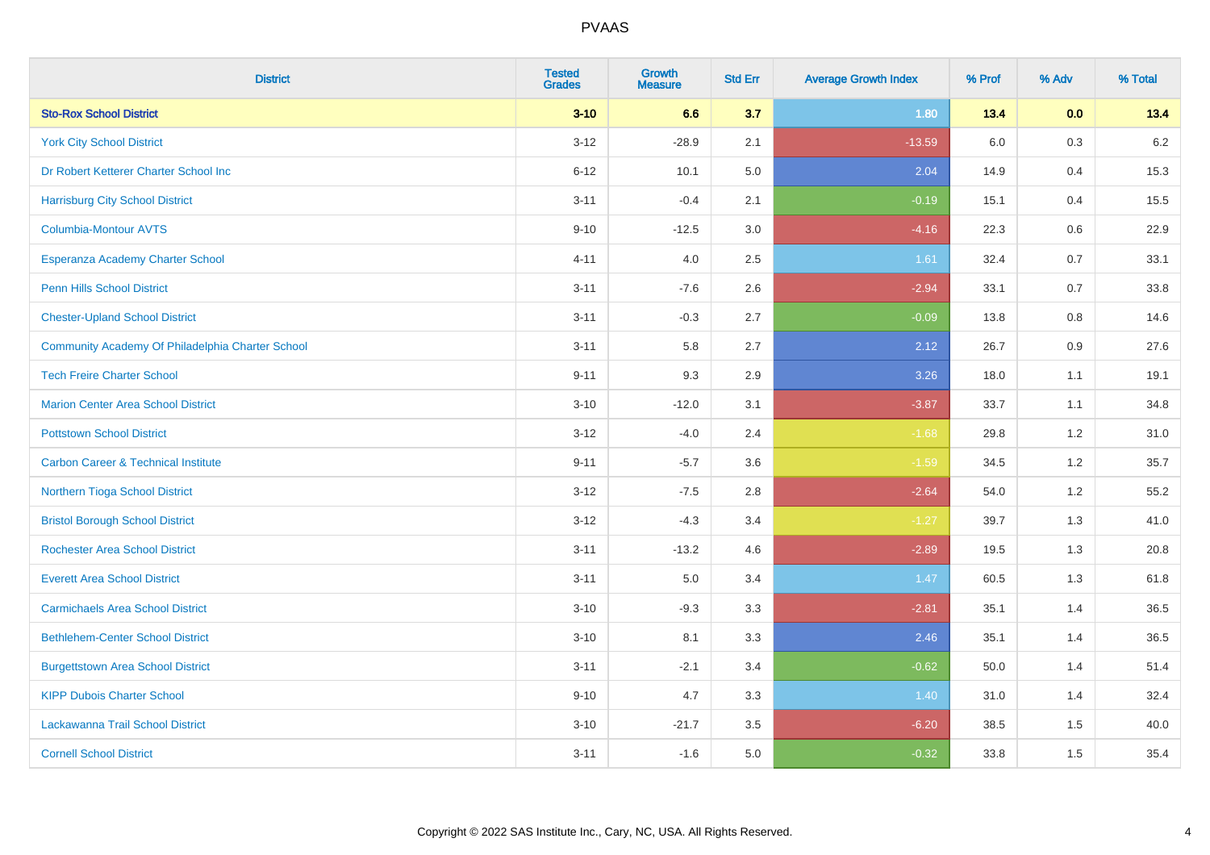# PVAAS

| District | Tested Grades | Growth Measure | Std Err | Average Growth Index | % Prof | % Adv | % Total |
|---|---|---|---|---|---|---|---|
| **Sto-Rox School District** | **3-10** | **6.6** | **3.7** | **1.80** | **13.4** | **0.0** | **13.4** |
| York City School District | 3-12 | -28.9 | 2.1 | -13.59 | 6.0 | 0.3 | 6.2 |
| Dr Robert Ketterer Charter School Inc | 6-12 | 10.1 | 5.0 | 2.04 | 14.9 | 0.4 | 15.3 |
| Harrisburg City School District | 3-11 | -0.4 | 2.1 | -0.19 | 15.1 | 0.4 | 15.5 |
| Columbia-Montour AVTS | 9-10 | -12.5 | 3.0 | -4.16 | 22.3 | 0.6 | 22.9 |
| Esperanza Academy Charter School | 4-11 | 4.0 | 2.5 | 1.61 | 32.4 | 0.7 | 33.1 |
| Penn Hills School District | 3-11 | -7.6 | 2.6 | -2.94 | 33.1 | 0.7 | 33.8 |
| Chester-Upland School District | 3-11 | -0.3 | 2.7 | -0.09 | 13.8 | 0.8 | 14.6 |
| Community Academy Of Philadelphia Charter School | 3-11 | 5.8 | 2.7 | 2.12 | 26.7 | 0.9 | 27.6 |
| Tech Freire Charter School | 9-11 | 9.3 | 2.9 | 3.26 | 18.0 | 1.1 | 19.1 |
| Marion Center Area School District | 3-10 | -12.0 | 3.1 | -3.87 | 33.7 | 1.1 | 34.8 |
| Pottstown School District | 3-12 | -4.0 | 2.4 | -1.68 | 29.8 | 1.2 | 31.0 |
| Carbon Career & Technical Institute | 9-11 | -5.7 | 3.6 | -1.59 | 34.5 | 1.2 | 35.7 |
| Northern Tioga School District | 3-12 | -7.5 | 2.8 | -2.64 | 54.0 | 1.2 | 55.2 |
| Bristol Borough School District | 3-12 | -4.3 | 3.4 | -1.27 | 39.7 | 1.3 | 41.0 |
| Rochester Area School District | 3-11 | -13.2 | 4.6 | -2.89 | 19.5 | 1.3 | 20.8 |
| Everett Area School District | 3-11 | 5.0 | 3.4 | 1.47 | 60.5 | 1.3 | 61.8 |
| Carmichaels Area School District | 3-10 | -9.3 | 3.3 | -2.81 | 35.1 | 1.4 | 36.5 |
| Bethlehem-Center School District | 3-10 | 8.1 | 3.3 | 2.46 | 35.1 | 1.4 | 36.5 |
| Burgettstown Area School District | 3-11 | -2.1 | 3.4 | -0.62 | 50.0 | 1.4 | 51.4 |
| KIPP Dubois Charter School | 9-10 | 4.7 | 3.3 | 1.40 | 31.0 | 1.4 | 32.4 |
| Lackawanna Trail School District | 3-10 | -21.7 | 3.5 | -6.20 | 38.5 | 1.5 | 40.0 |
| Cornell School District | 3-11 | -1.6 | 5.0 | -0.32 | 33.8 | 1.5 | 35.4 |

Copyright © 2022 SAS Institute Inc., Cary, NC, USA. All Rights Reserved.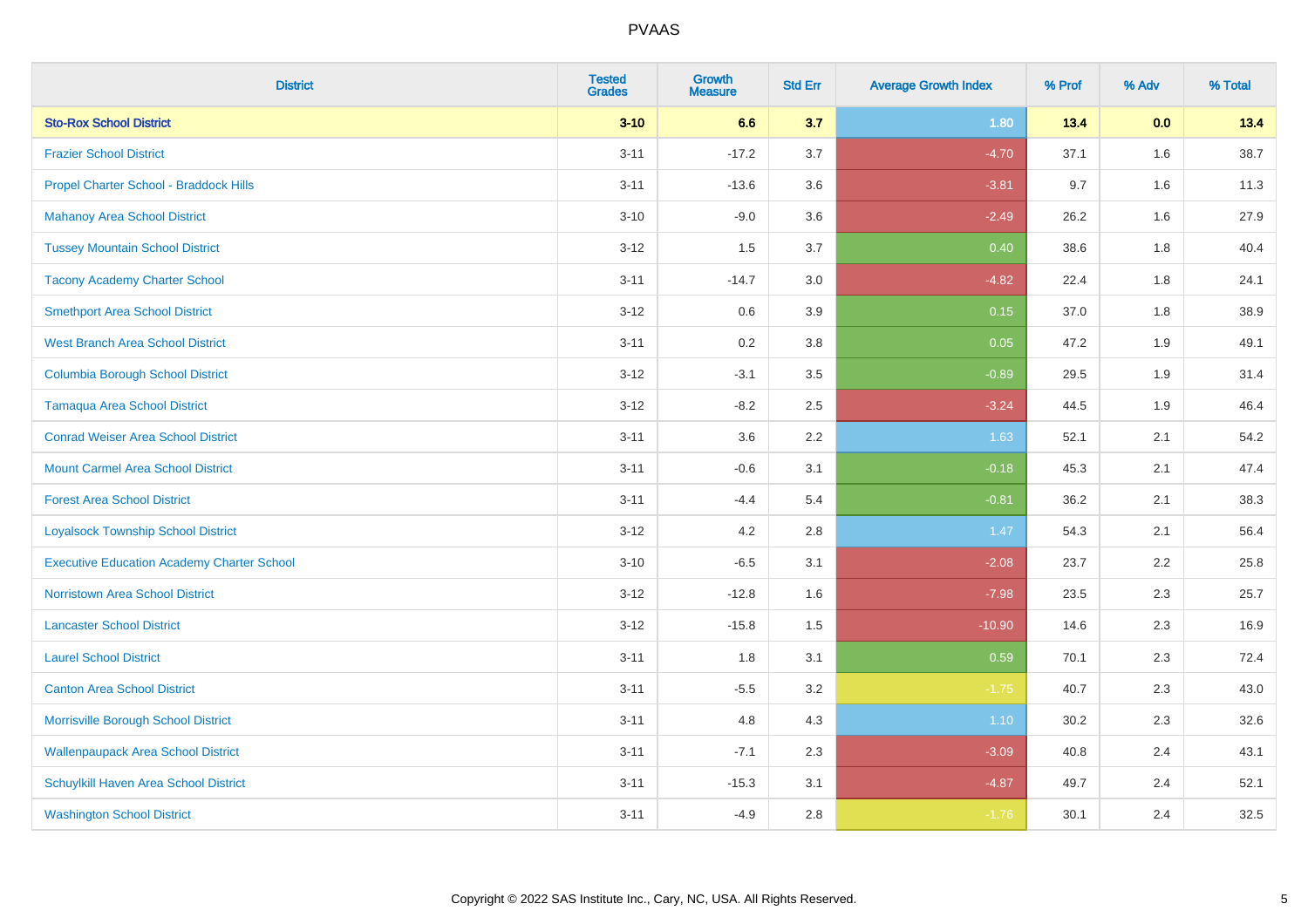# PVAAS

| District | Tested Grades | Growth Measure | Std Err | Average Growth Index | % Prof | % Adv | % Total |
|---|---|---|---|---|---|---|---|
| **Sto-Rox School District** | **3-10** | **6.6** | **3.7** | **1.80** | **13.4** | **0.0** | **13.4** |
| Frazier School District | 3-11 | -17.2 | 3.7 | -4.70 | 37.1 | 1.6 | 38.7 |
| Propel Charter School - Braddock Hills | 3-11 | -13.6 | 3.6 | -3.81 | 9.7 | 1.6 | 11.3 |
| Mahanoy Area School District | 3-10 | -9.0 | 3.6 | -2.49 | 26.2 | 1.6 | 27.9 |
| Tussey Mountain School District | 3-12 | 1.5 | 3.7 | 0.40 | 38.6 | 1.8 | 40.4 |
| Tacony Academy Charter School | 3-11 | -14.7 | 3.0 | -4.82 | 22.4 | 1.8 | 24.1 |
| Smethport Area School District | 3-12 | 0.6 | 3.9 | 0.15 | 37.0 | 1.8 | 38.9 |
| West Branch Area School District | 3-11 | 0.2 | 3.8 | 0.05 | 47.2 | 1.9 | 49.1 |
| Columbia Borough School District | 3-12 | -3.1 | 3.5 | -0.89 | 29.5 | 1.9 | 31.4 |
| Tamaqua Area School District | 3-12 | -8.2 | 2.5 | -3.24 | 44.5 | 1.9 | 46.4 |
| Conrad Weiser Area School District | 3-11 | 3.6 | 2.2 | 1.63 | 52.1 | 2.1 | 54.2 |
| Mount Carmel Area School District | 3-11 | -0.6 | 3.1 | -0.18 | 45.3 | 2.1 | 47.4 |
| Forest Area School District | 3-11 | -4.4 | 5.4 | -0.81 | 36.2 | 2.1 | 38.3 |
| Loyalsock Township School District | 3-12 | 4.2 | 2.8 | 1.47 | 54.3 | 2.1 | 56.4 |
| Executive Education Academy Charter School | 3-10 | -6.5 | 3.1 | -2.08 | 23.7 | 2.2 | 25.8 |
| Norristown Area School District | 3-12 | -12.8 | 1.6 | -7.98 | 23.5 | 2.3 | 25.7 |
| Lancaster School District | 3-12 | -15.8 | 1.5 | -10.90 | 14.6 | 2.3 | 16.9 |
| Laurel School District | 3-11 | 1.8 | 3.1 | 0.59 | 70.1 | 2.3 | 72.4 |
| Canton Area School District | 3-11 | -5.5 | 3.2 | -1.75 | 40.7 | 2.3 | 43.0 |
| Morrisville Borough School District | 3-11 | 4.8 | 4.3 | 1.10 | 30.2 | 2.3 | 32.6 |
| Wallenpaupack Area School District | 3-11 | -7.1 | 2.3 | -3.09 | 40.8 | 2.4 | 43.1 |
| Schuylkill Haven Area School District | 3-11 | -15.3 | 3.1 | -4.87 | 49.7 | 2.4 | 52.1 |
| Washington School District | 3-11 | -4.9 | 2.8 | -1.76 | 30.1 | 2.4 | 32.5 |

Copyright © 2022 SAS Institute Inc., Cary, NC, USA. All Rights Reserved.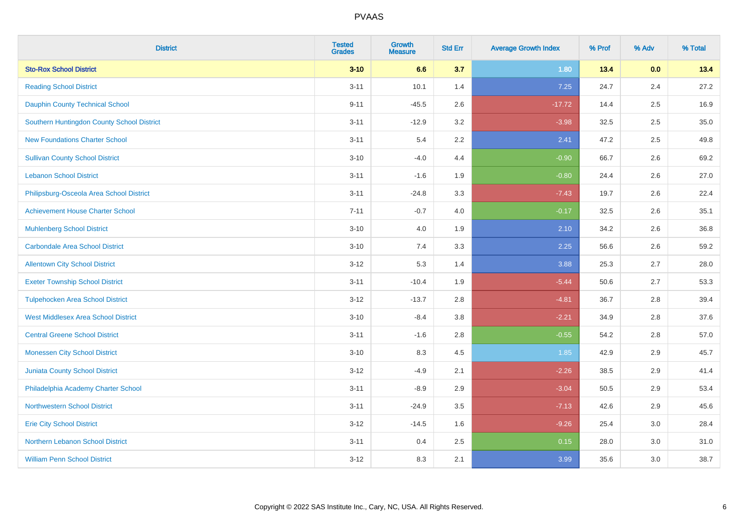PVAAS

| District | Tested Grades | Growth Measure | Std Err | Average Growth Index | % Prof | % Adv | % Total |
| --- | --- | --- | --- | --- | --- | --- | --- |
| **Sto-Rox School District** | **3-10** | **6.6** | **3.7** | **1.80** | **13.4** | **0.0** | **13.4** |
| Reading School District | 3-11 | 10.1 | 1.4 | 7.25 | 24.7 | 2.4 | 27.2 |
| Dauphin County Technical School | 9-11 | -45.5 | 2.6 | -17.72 | 14.4 | 2.5 | 16.9 |
| Southern Huntingdon County School District | 3-11 | -12.9 | 3.2 | -3.98 | 32.5 | 2.5 | 35.0 |
| New Foundations Charter School | 3-11 | 5.4 | 2.2 | 2.41 | 47.2 | 2.5 | 49.8 |
| Sullivan County School District | 3-10 | -4.0 | 4.4 | -0.90 | 66.7 | 2.6 | 69.2 |
| Lebanon School District | 3-11 | -1.6 | 1.9 | -0.80 | 24.4 | 2.6 | 27.0 |
| Philipsburg-Osceola Area School District | 3-11 | -24.8 | 3.3 | -7.43 | 19.7 | 2.6 | 22.4 |
| Achievement House Charter School | 7-11 | -0.7 | 4.0 | -0.17 | 32.5 | 2.6 | 35.1 |
| Muhlenberg School District | 3-10 | 4.0 | 1.9 | 2.10 | 34.2 | 2.6 | 36.8 |
| Carbondale Area School District | 3-10 | 7.4 | 3.3 | 2.25 | 56.6 | 2.6 | 59.2 |
| Allentown City School District | 3-12 | 5.3 | 1.4 | 3.88 | 25.3 | 2.7 | 28.0 |
| Exeter Township School District | 3-11 | -10.4 | 1.9 | -5.44 | 50.6 | 2.7 | 53.3 |
| Tulpehocken Area School District | 3-12 | -13.7 | 2.8 | -4.81 | 36.7 | 2.8 | 39.4 |
| West Middlesex Area School District | 3-10 | -8.4 | 3.8 | -2.21 | 34.9 | 2.8 | 37.6 |
| Central Greene School District | 3-11 | -1.6 | 2.8 | -0.55 | 54.2 | 2.8 | 57.0 |
| Monessen City School District | 3-10 | 8.3 | 4.5 | 1.85 | 42.9 | 2.9 | 45.7 |
| Juniata County School District | 3-12 | -4.9 | 2.1 | -2.26 | 38.5 | 2.9 | 41.4 |
| Philadelphia Academy Charter School | 3-11 | -8.9 | 2.9 | -3.04 | 50.5 | 2.9 | 53.4 |
| Northwestern School District | 3-11 | -24.9 | 3.5 | -7.13 | 42.6 | 2.9 | 45.6 |
| Erie City School District | 3-12 | -14.5 | 1.6 | -9.26 | 25.4 | 3.0 | 28.4 |
| Northern Lebanon School District | 3-11 | 0.4 | 2.5 | 0.15 | 28.0 | 3.0 | 31.0 |
| William Penn School District | 3-12 | 8.3 | 2.1 | 3.99 | 35.6 | 3.0 | 38.7 |

Copyright © 2022 SAS Institute Inc., Cary, NC, USA. All Rights Reserved.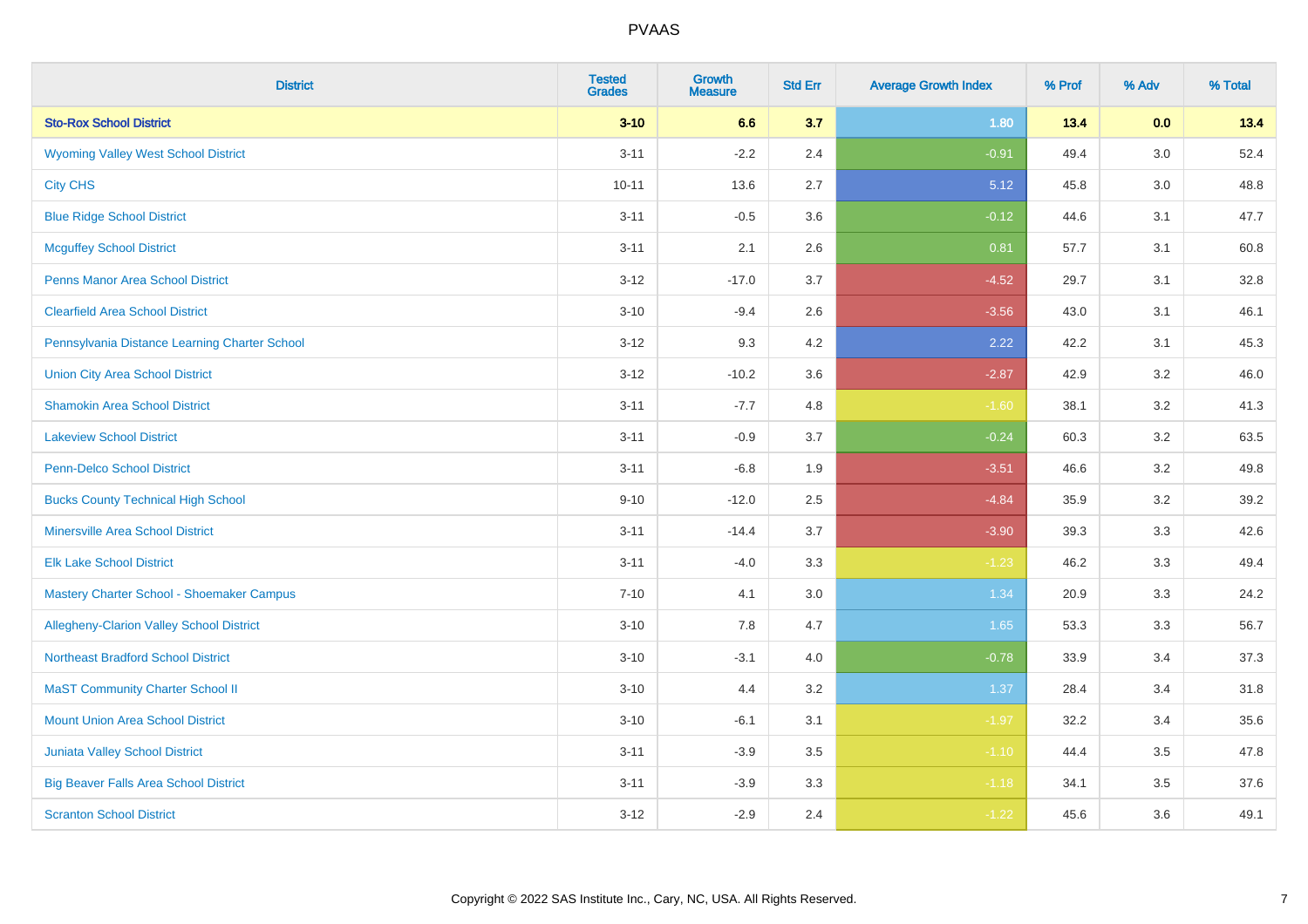| District | Tested Grades | Growth Measure | Std Err | Average Growth Index | % Prof | % Adv | % Total |
|---|---|---|---|---|---|---|---|
| **Sto-Rox School District** | **3-10** | **6.6** | **3.7** | **1.80** | **13.4** | **0.0** | **13.4** |
| Wyoming Valley West School District | 3-11 | -2.2 | 2.4 | -0.91 | 49.4 | 3.0 | 52.4 |
| City CHS | 10-11 | 13.6 | 2.7 | 5.12 | 45.8 | 3.0 | 48.8 |
| Blue Ridge School District | 3-11 | -0.5 | 3.6 | -0.12 | 44.6 | 3.1 | 47.7 |
| Mcguffey School District | 3-11 | 2.1 | 2.6 | 0.81 | 57.7 | 3.1 | 60.8 |
| Penns Manor Area School District | 3-12 | -17.0 | 3.7 | -4.52 | 29.7 | 3.1 | 32.8 |
| Clearfield Area School District | 3-10 | -9.4 | 2.6 | -3.56 | 43.0 | 3.1 | 46.1 |
| Pennsylvania Distance Learning Charter School | 3-12 | 9.3 | 4.2 | 2.22 | 42.2 | 3.1 | 45.3 |
| Union City Area School District | 3-12 | -10.2 | 3.6 | -2.87 | 42.9 | 3.2 | 46.0 |
| Shamokin Area School District | 3-11 | -7.7 | 4.8 | -1.60 | 38.1 | 3.2 | 41.3 |
| Lakeview School District | 3-11 | -0.9 | 3.7 | -0.24 | 60.3 | 3.2 | 63.5 |
| Penn-Delco School District | 3-11 | -6.8 | 1.9 | -3.51 | 46.6 | 3.2 | 49.8 |
| Bucks County Technical High School | 9-10 | -12.0 | 2.5 | -4.84 | 35.9 | 3.2 | 39.2 |
| Minersville Area School District | 3-11 | -14.4 | 3.7 | -3.90 | 39.3 | 3.3 | 42.6 |
| Elk Lake School District | 3-11 | -4.0 | 3.3 | -1.23 | 46.2 | 3.3 | 49.4 |
| Mastery Charter School - Shoemaker Campus | 7-10 | 4.1 | 3.0 | 1.34 | 20.9 | 3.3 | 24.2 |
| Allegheny-Clarion Valley School District | 3-10 | 7.8 | 4.7 | 1.65 | 53.3 | 3.3 | 56.7 |
| Northeast Bradford School District | 3-10 | -3.1 | 4.0 | -0.78 | 33.9 | 3.4 | 37.3 |
| MaST Community Charter School II | 3-10 | 4.4 | 3.2 | 1.37 | 28.4 | 3.4 | 31.8 |
| Mount Union Area School District | 3-10 | -6.1 | 3.1 | -1.97 | 32.2 | 3.4 | 35.6 |
| Juniata Valley School District | 3-11 | -3.9 | 3.5 | -1.10 | 44.4 | 3.5 | 47.8 |
| Big Beaver Falls Area School District | 3-11 | -3.9 | 3.3 | -1.18 | 34.1 | 3.5 | 37.6 |
| Scranton School District | 3-12 | -2.9 | 2.4 | -1.22 | 45.6 | 3.6 | 49.1 |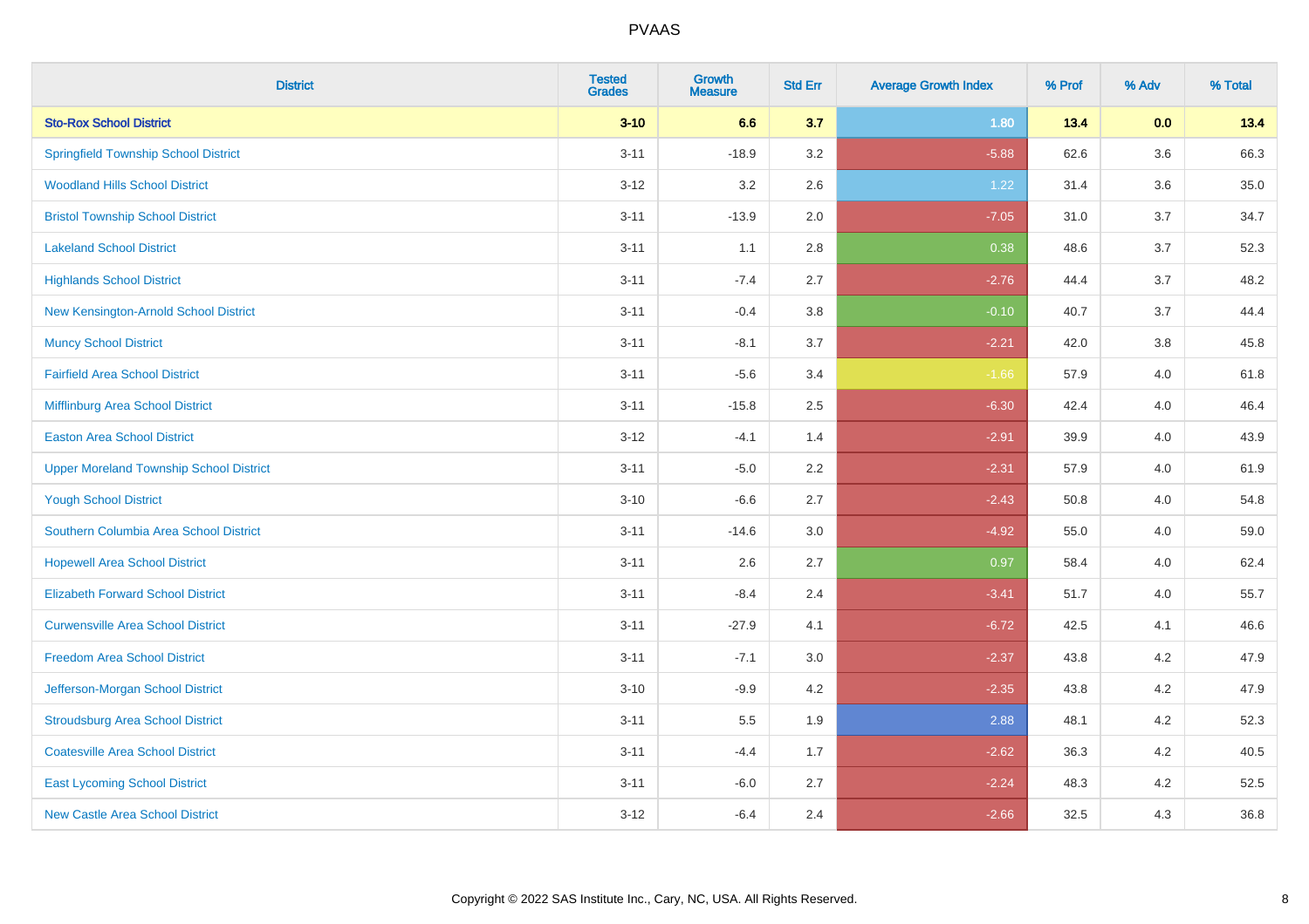| District | Tested Grades | Growth Measure | Std Err | Average Growth Index | % Prof | % Adv | % Total |
|---|---|---|---|---|---|---|---|
| **Sto-Rox School District** | **3-10** | **6.6** | **3.7** | **1.80** | **13.4** | **0.0** | **13.4** |
| Springfield Township School District | 3-11 | -18.9 | 3.2 | -5.88 | 62.6 | 3.6 | 66.3 |
| Woodland Hills School District | 3-12 | 3.2 | 2.6 | 1.22 | 31.4 | 3.6 | 35.0 |
| Bristol Township School District | 3-11 | -13.9 | 2.0 | -7.05 | 31.0 | 3.7 | 34.7 |
| Lakeland School District | 3-11 | 1.1 | 2.8 | 0.38 | 48.6 | 3.7 | 52.3 |
| Highlands School District | 3-11 | -7.4 | 2.7 | -2.76 | 44.4 | 3.7 | 48.2 |
| New Kensington-Arnold School District | 3-11 | -0.4 | 3.8 | -0.10 | 40.7 | 3.7 | 44.4 |
| Muncy School District | 3-11 | -8.1 | 3.7 | -2.21 | 42.0 | 3.8 | 45.8 |
| Fairfield Area School District | 3-11 | -5.6 | 3.4 | -1.66 | 57.9 | 4.0 | 61.8 |
| Mifflinburg Area School District | 3-11 | -15.8 | 2.5 | -6.30 | 42.4 | 4.0 | 46.4 |
| Easton Area School District | 3-12 | -4.1 | 1.4 | -2.91 | 39.9 | 4.0 | 43.9 |
| Upper Moreland Township School District | 3-11 | -5.0 | 2.2 | -2.31 | 57.9 | 4.0 | 61.9 |
| Yough School District | 3-10 | -6.6 | 2.7 | -2.43 | 50.8 | 4.0 | 54.8 |
| Southern Columbia Area School District | 3-11 | -14.6 | 3.0 | -4.92 | 55.0 | 4.0 | 59.0 |
| Hopewell Area School District | 3-11 | 2.6 | 2.7 | 0.97 | 58.4 | 4.0 | 62.4 |
| Elizabeth Forward School District | 3-11 | -8.4 | 2.4 | -3.41 | 51.7 | 4.0 | 55.7 |
| Curwensville Area School District | 3-11 | -27.9 | 4.1 | -6.72 | 42.5 | 4.1 | 46.6 |
| Freedom Area School District | 3-11 | -7.1 | 3.0 | -2.37 | 43.8 | 4.2 | 47.9 |
| Jefferson-Morgan School District | 3-10 | -9.9 | 4.2 | -2.35 | 43.8 | 4.2 | 47.9 |
| Stroudsburg Area School District | 3-11 | 5.5 | 1.9 | 2.88 | 48.1 | 4.2 | 52.3 |
| Coatesville Area School District | 3-11 | -4.4 | 1.7 | -2.62 | 36.3 | 4.2 | 40.5 |
| East Lycoming School District | 3-11 | -6.0 | 2.7 | -2.24 | 48.3 | 4.2 | 52.5 |
| New Castle Area School District | 3-12 | -6.4 | 2.4 | -2.66 | 32.5 | 4.3 | 36.8 |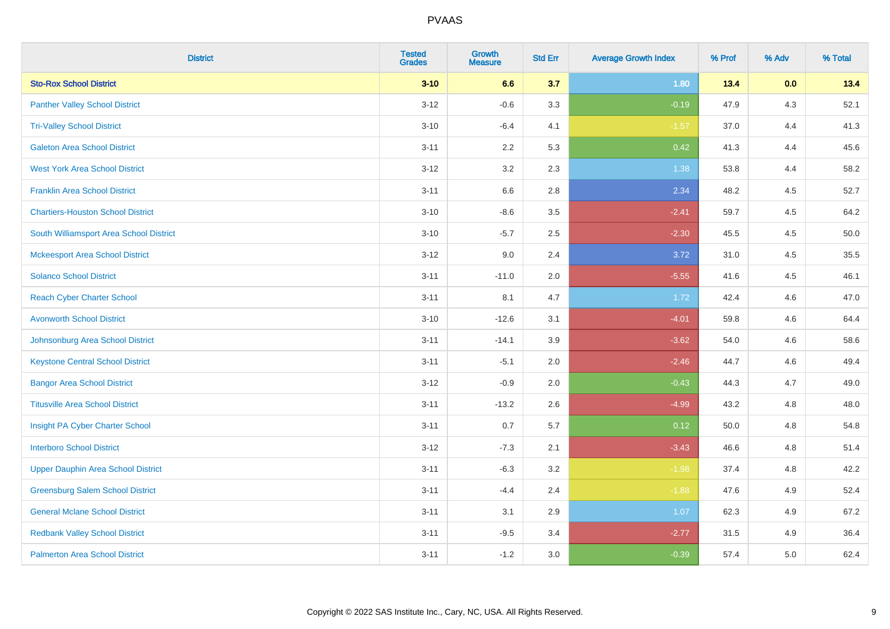# PVAAS

| District | Tested Grades | Growth Measure | Std Err | Average Growth Index | % Prof | % Adv | % Total |
|---|---|---|---|---|---|---|---|
| **Sto-Rox School District** | **3-10** | **6.6** | **3.7** | **1.80** | **13.4** | **0.0** | **13.4** |
| Panther Valley School District | 3-12 | -0.6 | 3.3 | -0.19 | 47.9 | 4.3 | 52.1 |
| Tri-Valley School District | 3-10 | -6.4 | 4.1 | -1.57 | 37.0 | 4.4 | 41.3 |
| Galeton Area School District | 3-11 | 2.2 | 5.3 | 0.42 | 41.3 | 4.4 | 45.6 |
| West York Area School District | 3-12 | 3.2 | 2.3 | 1.38 | 53.8 | 4.4 | 58.2 |
| Franklin Area School District | 3-11 | 6.6 | 2.8 | 2.34 | 48.2 | 4.5 | 52.7 |
| Chartiers-Houston School District | 3-10 | -8.6 | 3.5 | -2.41 | 59.7 | 4.5 | 64.2 |
| South Williamsport Area School District | 3-10 | -5.7 | 2.5 | -2.30 | 45.5 | 4.5 | 50.0 |
| Mckeesport Area School District | 3-12 | 9.0 | 2.4 | 3.72 | 31.0 | 4.5 | 35.5 |
| Solanco School District | 3-11 | -11.0 | 2.0 | -5.55 | 41.6 | 4.5 | 46.1 |
| Reach Cyber Charter School | 3-11 | 8.1 | 4.7 | 1.72 | 42.4 | 4.6 | 47.0 |
| Avonworth School District | 3-10 | -12.6 | 3.1 | -4.01 | 59.8 | 4.6 | 64.4 |
| Johnsonburg Area School District | 3-11 | -14.1 | 3.9 | -3.62 | 54.0 | 4.6 | 58.6 |
| Keystone Central School District | 3-11 | -5.1 | 2.0 | -2.46 | 44.7 | 4.6 | 49.4 |
| Bangor Area School District | 3-12 | -0.9 | 2.0 | -0.43 | 44.3 | 4.7 | 49.0 |
| Titusville Area School District | 3-11 | -13.2 | 2.6 | -4.99 | 43.2 | 4.8 | 48.0 |
| Insight PA Cyber Charter School | 3-11 | 0.7 | 5.7 | 0.12 | 50.0 | 4.8 | 54.8 |
| Interboro School District | 3-12 | -7.3 | 2.1 | -3.43 | 46.6 | 4.8 | 51.4 |
| Upper Dauphin Area School District | 3-11 | -6.3 | 3.2 | -1.98 | 37.4 | 4.8 | 42.2 |
| Greensburg Salem School District | 3-11 | -4.4 | 2.4 | -1.88 | 47.6 | 4.9 | 52.4 |
| General Mclane School District | 3-11 | 3.1 | 2.9 | 1.07 | 62.3 | 4.9 | 67.2 |
| Redbank Valley School District | 3-11 | -9.5 | 3.4 | -2.77 | 31.5 | 4.9 | 36.4 |
| Palmerton Area School District | 3-11 | -1.2 | 3.0 | -0.39 | 57.4 | 5.0 | 62.4 |

Copyright © 2022 SAS Institute Inc., Cary, NC, USA. All Rights Reserved.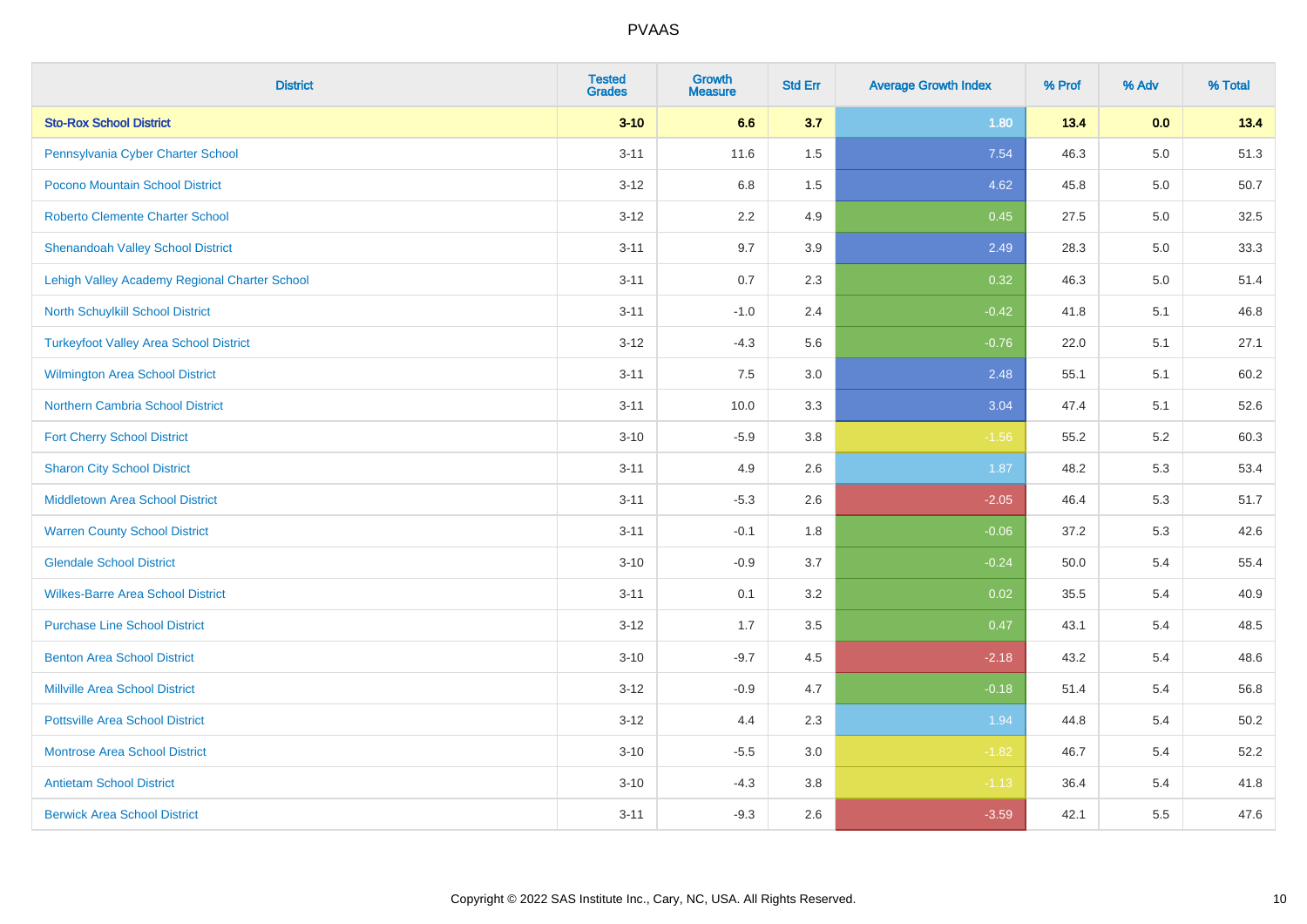| District | Tested Grades | Growth Measure | Std Err | Average Growth Index | % Prof | % Adv | % Total |
|---|---|---|---|---|---|---|---|
| **Sto-Rox School District** | **3-10** | **6.6** | **3.7** | **1.80** | **13.4** | **0.0** | **13.4** |
| Pennsylvania Cyber Charter School | 3-11 | 11.6 | 1.5 | 7.54 | 46.3 | 5.0 | 51.3 |
| Pocono Mountain School District | 3-12 | 6.8 | 1.5 | 4.62 | 45.8 | 5.0 | 50.7 |
| Roberto Clemente Charter School | 3-12 | 2.2 | 4.9 | 0.45 | 27.5 | 5.0 | 32.5 |
| Shenandoah Valley School District | 3-11 | 9.7 | 3.9 | 2.49 | 28.3 | 5.0 | 33.3 |
| Lehigh Valley Academy Regional Charter School | 3-11 | 0.7 | 2.3 | 0.32 | 46.3 | 5.0 | 51.4 |
| North Schuylkill School District | 3-11 | -1.0 | 2.4 | -0.42 | 41.8 | 5.1 | 46.8 |
| Turkeyfoot Valley Area School District | 3-12 | -4.3 | 5.6 | -0.76 | 22.0 | 5.1 | 27.1 |
| Wilmington Area School District | 3-11 | 7.5 | 3.0 | 2.48 | 55.1 | 5.1 | 60.2 |
| Northern Cambria School District | 3-11 | 10.0 | 3.3 | 3.04 | 47.4 | 5.1 | 52.6 |
| Fort Cherry School District | 3-10 | -5.9 | 3.8 | -1.56 | 55.2 | 5.2 | 60.3 |
| Sharon City School District | 3-11 | 4.9 | 2.6 | 1.87 | 48.2 | 5.3 | 53.4 |
| Middletown Area School District | 3-11 | -5.3 | 2.6 | -2.05 | 46.4 | 5.3 | 51.7 |
| Warren County School District | 3-11 | -0.1 | 1.8 | -0.06 | 37.2 | 5.3 | 42.6 |
| Glendale School District | 3-10 | -0.9 | 3.7 | -0.24 | 50.0 | 5.4 | 55.4 |
| Wilkes-Barre Area School District | 3-11 | 0.1 | 3.2 | 0.02 | 35.5 | 5.4 | 40.9 |
| Purchase Line School District | 3-12 | 1.7 | 3.5 | 0.47 | 43.1 | 5.4 | 48.5 |
| Benton Area School District | 3-10 | -9.7 | 4.5 | -2.18 | 43.2 | 5.4 | 48.6 |
| Millville Area School District | 3-12 | -0.9 | 4.7 | -0.18 | 51.4 | 5.4 | 56.8 |
| Pottsville Area School District | 3-12 | 4.4 | 2.3 | 1.94 | 44.8 | 5.4 | 50.2 |
| Montrose Area School District | 3-10 | -5.5 | 3.0 | -1.82 | 46.7 | 5.4 | 52.2 |
| Antietam School District | 3-10 | -4.3 | 3.8 | -1.13 | 36.4 | 5.4 | 41.8 |
| Berwick Area School District | 3-11 | -9.3 | 2.6 | -3.59 | 42.1 | 5.5 | 47.6 |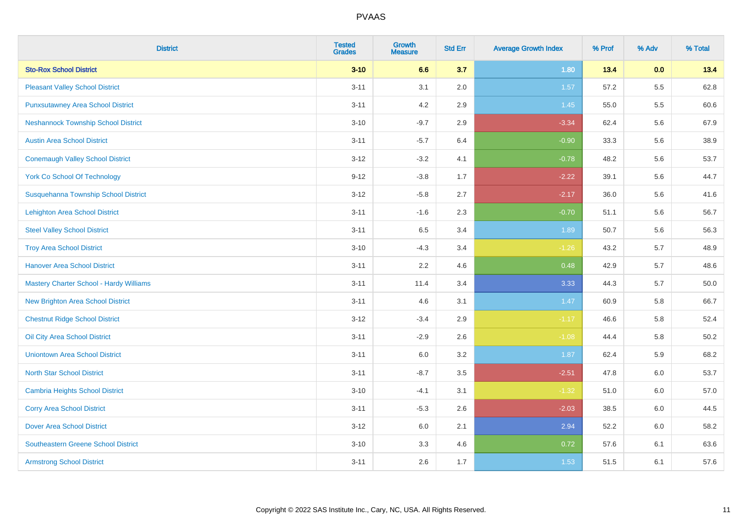| District | Tested Grades | Growth Measure | Std Err | Average Growth Index | % Prof | % Adv | % Total |
|---|---|---|---|---|---|---|---|
| **Sto-Rox School District** | **3-10** | **6.6** | **3.7** | **1.80** | **13.4** | **0.0** | **13.4** |
| Pleasant Valley School District | 3-11 | 3.1 | 2.0 | 1.57 | 57.2 | 5.5 | 62.8 |
| Punxsutawney Area School District | 3-11 | 4.2 | 2.9 | 1.45 | 55.0 | 5.5 | 60.6 |
| Neshannock Township School District | 3-10 | -9.7 | 2.9 | -3.34 | 62.4 | 5.6 | 67.9 |
| Austin Area School District | 3-11 | -5.7 | 6.4 | -0.90 | 33.3 | 5.6 | 38.9 |
| Conemaugh Valley School District | 3-12 | -3.2 | 4.1 | -0.78 | 48.2 | 5.6 | 53.7 |
| York Co School Of Technology | 9-12 | -3.8 | 1.7 | -2.22 | 39.1 | 5.6 | 44.7 |
| Susquehanna Township School District | 3-12 | -5.8 | 2.7 | -2.17 | 36.0 | 5.6 | 41.6 |
| Lehighton Area School District | 3-11 | -1.6 | 2.3 | -0.70 | 51.1 | 5.6 | 56.7 |
| Steel Valley School District | 3-11 | 6.5 | 3.4 | 1.89 | 50.7 | 5.6 | 56.3 |
| Troy Area School District | 3-10 | -4.3 | 3.4 | -1.26 | 43.2 | 5.7 | 48.9 |
| Hanover Area School District | 3-11 | 2.2 | 4.6 | 0.48 | 42.9 | 5.7 | 48.6 |
| Mastery Charter School - Hardy Williams | 3-11 | 11.4 | 3.4 | 3.33 | 44.3 | 5.7 | 50.0 |
| New Brighton Area School District | 3-11 | 4.6 | 3.1 | 1.47 | 60.9 | 5.8 | 66.7 |
| Chestnut Ridge School District | 3-12 | -3.4 | 2.9 | -1.17 | 46.6 | 5.8 | 52.4 |
| Oil City Area School District | 3-11 | -2.9 | 2.6 | -1.08 | 44.4 | 5.8 | 50.2 |
| Uniontown Area School District | 3-11 | 6.0 | 3.2 | 1.87 | 62.4 | 5.9 | 68.2 |
| North Star School District | 3-11 | -8.7 | 3.5 | -2.51 | 47.8 | 6.0 | 53.7 |
| Cambria Heights School District | 3-10 | -4.1 | 3.1 | -1.32 | 51.0 | 6.0 | 57.0 |
| Corry Area School District | 3-11 | -5.3 | 2.6 | -2.03 | 38.5 | 6.0 | 44.5 |
| Dover Area School District | 3-12 | 6.0 | 2.1 | 2.94 | 52.2 | 6.0 | 58.2 |
| Southeastern Greene School District | 3-10 | 3.3 | 4.6 | 0.72 | 57.6 | 6.1 | 63.6 |
| Armstrong School District | 3-11 | 2.6 | 1.7 | 1.53 | 51.5 | 6.1 | 57.6 |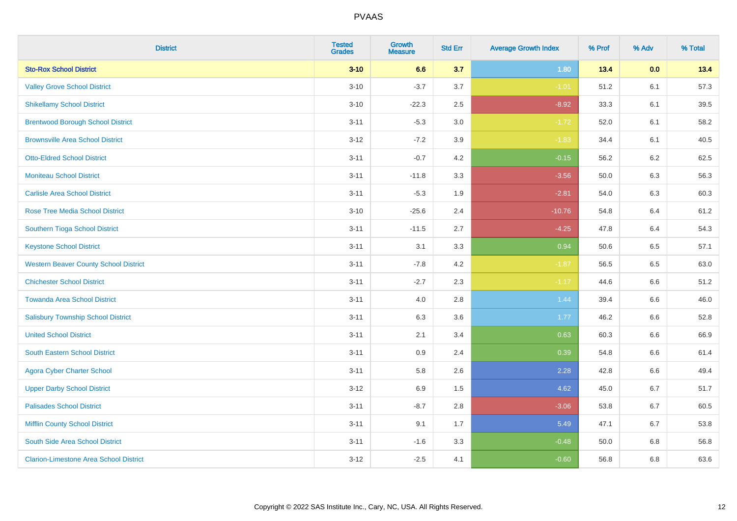| District | Tested Grades | Growth Measure | Std Err | Average Growth Index | % Prof | % Adv | % Total |
|---|---|---|---|---|---|---|---|
| **Sto-Rox School District** | **3-10** | **6.6** | **3.7** | **1.80** | **13.4** | **0.0** | **13.4** |
| Valley Grove School District | 3-10 | -3.7 | 3.7 | -1.01 | 51.2 | 6.1 | 57.3 |
| Shikellamy School District | 3-10 | -22.3 | 2.5 | -8.92 | 33.3 | 6.1 | 39.5 |
| Brentwood Borough School District | 3-11 | -5.3 | 3.0 | -1.72 | 52.0 | 6.1 | 58.2 |
| Brownsville Area School District | 3-12 | -7.2 | 3.9 | -1.83 | 34.4 | 6.1 | 40.5 |
| Otto-Eldred School District | 3-11 | -0.7 | 4.2 | -0.15 | 56.2 | 6.2 | 62.5 |
| Moniteau School District | 3-11 | -11.8 | 3.3 | -3.56 | 50.0 | 6.3 | 56.3 |
| Carlisle Area School District | 3-11 | -5.3 | 1.9 | -2.81 | 54.0 | 6.3 | 60.3 |
| Rose Tree Media School District | 3-10 | -25.6 | 2.4 | -10.76 | 54.8 | 6.4 | 61.2 |
| Southern Tioga School District | 3-11 | -11.5 | 2.7 | -4.25 | 47.8 | 6.4 | 54.3 |
| Keystone School District | 3-11 | 3.1 | 3.3 | 0.94 | 50.6 | 6.5 | 57.1 |
| Western Beaver County School District | 3-11 | -7.8 | 4.2 | -1.87 | 56.5 | 6.5 | 63.0 |
| Chichester School District | 3-11 | -2.7 | 2.3 | -1.17 | 44.6 | 6.6 | 51.2 |
| Towanda Area School District | 3-11 | 4.0 | 2.8 | 1.44 | 39.4 | 6.6 | 46.0 |
| Salisbury Township School District | 3-11 | 6.3 | 3.6 | 1.77 | 46.2 | 6.6 | 52.8 |
| United School District | 3-11 | 2.1 | 3.4 | 0.63 | 60.3 | 6.6 | 66.9 |
| South Eastern School District | 3-11 | 0.9 | 2.4 | 0.39 | 54.8 | 6.6 | 61.4 |
| Agora Cyber Charter School | 3-11 | 5.8 | 2.6 | 2.28 | 42.8 | 6.6 | 49.4 |
| Upper Darby School District | 3-12 | 6.9 | 1.5 | 4.62 | 45.0 | 6.7 | 51.7 |
| Palisades School District | 3-11 | -8.7 | 2.8 | -3.06 | 53.8 | 6.7 | 60.5 |
| Mifflin County School District | 3-11 | 9.1 | 1.7 | 5.49 | 47.1 | 6.7 | 53.8 |
| South Side Area School District | 3-11 | -1.6 | 3.3 | -0.48 | 50.0 | 6.8 | 56.8 |
| Clarion-Limestone Area School District | 3-12 | -2.5 | 4.1 | -0.60 | 56.8 | 6.8 | 63.6 |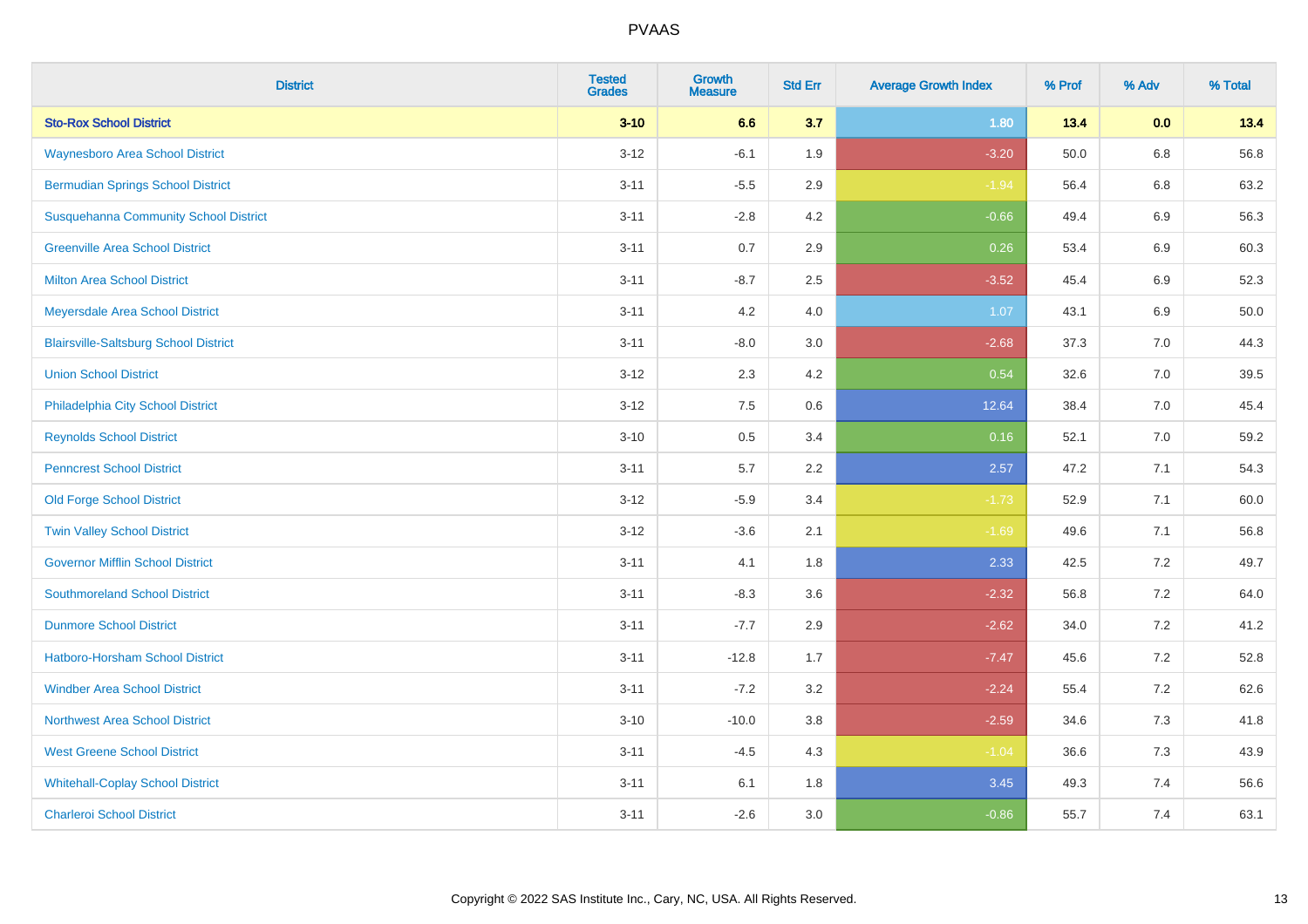| District | Tested Grades | Growth Measure | Std Err | Average Growth Index | % Prof | % Adv | % Total |
|---|---|---|---|---|---|---|---|
| **Sto-Rox School District** | **3-10** | **6.6** | **3.7** | **1.80** | **13.4** | **0.0** | **13.4** |
| Waynesboro Area School District | 3-12 | -6.1 | 1.9 | -3.20 | 50.0 | 6.8 | 56.8 |
| Bermudian Springs School District | 3-11 | -5.5 | 2.9 | -1.94 | 56.4 | 6.8 | 63.2 |
| Susquehanna Community School District | 3-11 | -2.8 | 4.2 | -0.66 | 49.4 | 6.9 | 56.3 |
| Greenville Area School District | 3-11 | 0.7 | 2.9 | 0.26 | 53.4 | 6.9 | 60.3 |
| Milton Area School District | 3-11 | -8.7 | 2.5 | -3.52 | 45.4 | 6.9 | 52.3 |
| Meyersdale Area School District | 3-11 | 4.2 | 4.0 | 1.07 | 43.1 | 6.9 | 50.0 |
| Blairsville-Saltsburg School District | 3-11 | -8.0 | 3.0 | -2.68 | 37.3 | 7.0 | 44.3 |
| Union School District | 3-12 | 2.3 | 4.2 | 0.54 | 32.6 | 7.0 | 39.5 |
| Philadelphia City School District | 3-12 | 7.5 | 0.6 | 12.64 | 38.4 | 7.0 | 45.4 |
| Reynolds School District | 3-10 | 0.5 | 3.4 | 0.16 | 52.1 | 7.0 | 59.2 |
| Penncrest School District | 3-11 | 5.7 | 2.2 | 2.57 | 47.2 | 7.1 | 54.3 |
| Old Forge School District | 3-12 | -5.9 | 3.4 | -1.73 | 52.9 | 7.1 | 60.0 |
| Twin Valley School District | 3-12 | -3.6 | 2.1 | -1.69 | 49.6 | 7.1 | 56.8 |
| Governor Mifflin School District | 3-11 | 4.1 | 1.8 | 2.33 | 42.5 | 7.2 | 49.7 |
| Southmoreland School District | 3-11 | -8.3 | 3.6 | -2.32 | 56.8 | 7.2 | 64.0 |
| Dunmore School District | 3-11 | -7.7 | 2.9 | -2.62 | 34.0 | 7.2 | 41.2 |
| Hatboro-Horsham School District | 3-11 | -12.8 | 1.7 | -7.47 | 45.6 | 7.2 | 52.8 |
| Windber Area School District | 3-11 | -7.2 | 3.2 | -2.24 | 55.4 | 7.2 | 62.6 |
| Northwest Area School District | 3-10 | -10.0 | 3.8 | -2.59 | 34.6 | 7.3 | 41.8 |
| West Greene School District | 3-11 | -4.5 | 4.3 | -1.04 | 36.6 | 7.3 | 43.9 |
| Whitehall-Coplay School District | 3-11 | 6.1 | 1.8 | 3.45 | 49.3 | 7.4 | 56.6 |
| Charleroi School District | 3-11 | -2.6 | 3.0 | -0.86 | 55.7 | 7.4 | 63.1 |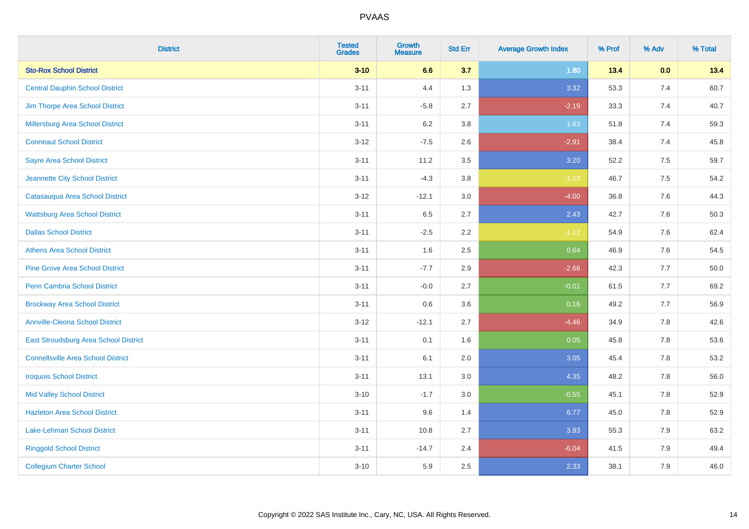| District | Tested Grades | Growth Measure | Std Err | Average Growth Index | % Prof | % Adv | % Total |
|---|---|---|---|---|---|---|---|
| **Sto-Rox School District** | **3-10** | **6.6** | **3.7** | **1.80** | **13.4** | **0.0** | **13.4** |
| Central Dauphin School District | 3-11 | 4.4 | 1.3 | 3.32 | 53.3 | 7.4 | 60.7 |
| Jim Thorpe Area School District | 3-11 | -5.8 | 2.7 | -2.19 | 33.3 | 7.4 | 40.7 |
| Millersburg Area School District | 3-11 | 6.2 | 3.8 | 1.63 | 51.8 | 7.4 | 59.3 |
| Conneaut School District | 3-12 | -7.5 | 2.6 | -2.91 | 38.4 | 7.4 | 45.8 |
| Sayre Area School District | 3-11 | 11.2 | 3.5 | 3.20 | 52.2 | 7.5 | 59.7 |
| Jeannette City School District | 3-11 | -4.3 | 3.8 | -1.13 | 46.7 | 7.5 | 54.2 |
| Catasauqua Area School District | 3-12 | -12.1 | 3.0 | -4.00 | 36.8 | 7.6 | 44.3 |
| Wattsburg Area School District | 3-11 | 6.5 | 2.7 | 2.43 | 42.7 | 7.6 | 50.3 |
| Dallas School District | 3-11 | -2.5 | 2.2 | -1.12 | 54.9 | 7.6 | 62.4 |
| Athens Area School District | 3-11 | 1.6 | 2.5 | 0.64 | 46.9 | 7.6 | 54.5 |
| Pine Grove Area School District | 3-11 | -7.7 | 2.9 | -2.66 | 42.3 | 7.7 | 50.0 |
| Penn Cambria School District | 3-11 | -0.0 | 2.7 | -0.01 | 61.5 | 7.7 | 69.2 |
| Brockway Area School District | 3-11 | 0.6 | 3.6 | 0.16 | 49.2 | 7.7 | 56.9 |
| Annville-Cleona School District | 3-12 | -12.1 | 2.7 | -4.46 | 34.9 | 7.8 | 42.6 |
| East Stroudsburg Area School District | 3-11 | 0.1 | 1.6 | 0.05 | 45.8 | 7.8 | 53.6 |
| Connellsville Area School District | 3-11 | 6.1 | 2.0 | 3.05 | 45.4 | 7.8 | 53.2 |
| Iroquois School District | 3-11 | 13.1 | 3.0 | 4.35 | 48.2 | 7.8 | 56.0 |
| Mid Valley School District | 3-10 | -1.7 | 3.0 | -0.55 | 45.1 | 7.8 | 52.9 |
| Hazleton Area School District | 3-11 | 9.6 | 1.4 | 6.77 | 45.0 | 7.8 | 52.9 |
| Lake-Lehman School District | 3-11 | 10.8 | 2.7 | 3.93 | 55.3 | 7.9 | 63.2 |
| Ringgold School District | 3-11 | -14.7 | 2.4 | -6.04 | 41.5 | 7.9 | 49.4 |
| Collegium Charter School | 3-10 | 5.9 | 2.5 | 2.33 | 38.1 | 7.9 | 46.0 |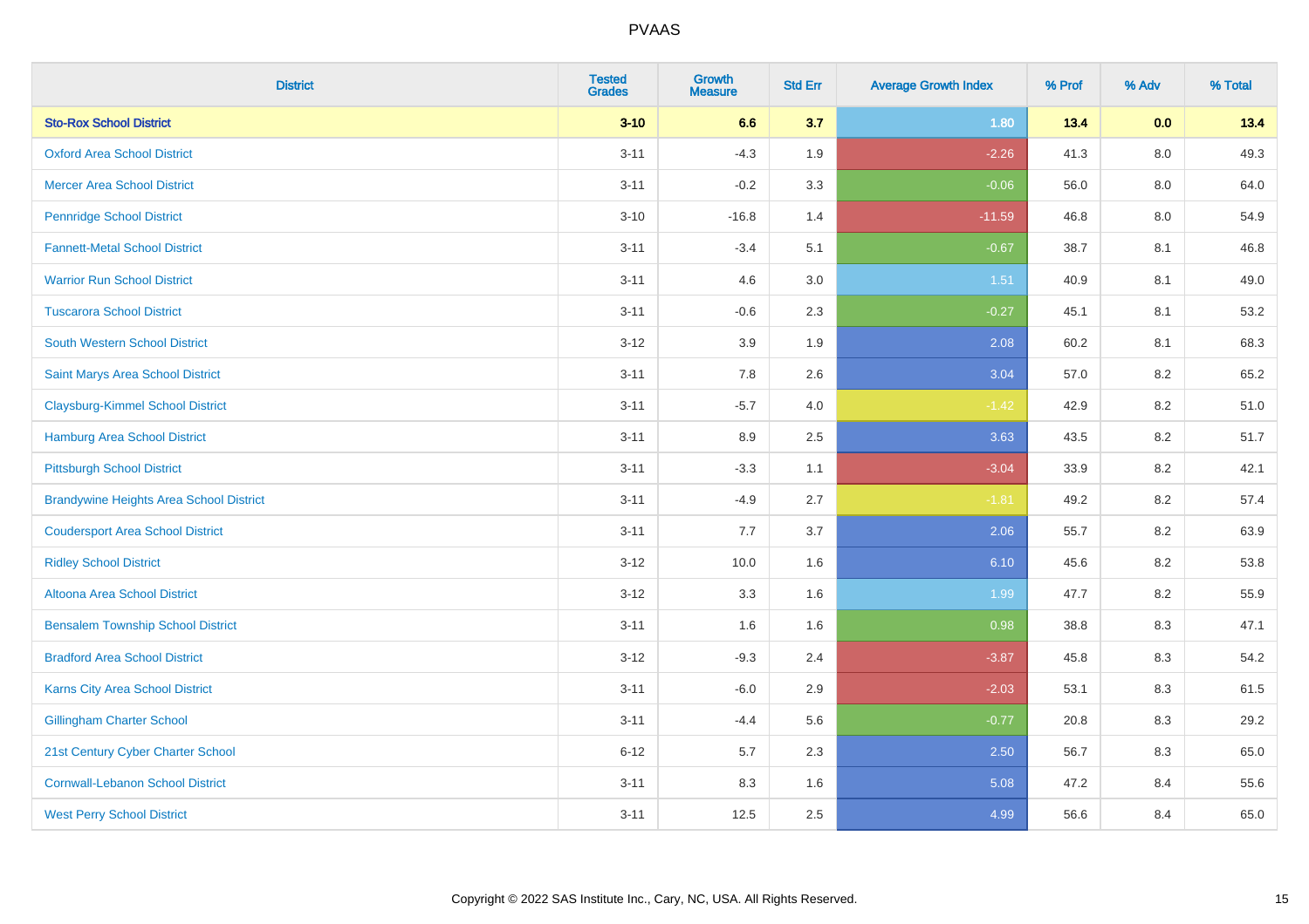| District | Tested Grades | Growth Measure | Std Err | Average Growth Index | % Prof | % Adv | % Total |
|---|---|---|---|---|---|---|---|
| **Sto-Rox School District** | **3-10** | **6.6** | **3.7** | **1.80** | **13.4** | **0.0** | **13.4** |
| Oxford Area School District | 3-11 | -4.3 | 1.9 | -2.26 | 41.3 | 8.0 | 49.3 |
| Mercer Area School District | 3-11 | -0.2 | 3.3 | -0.06 | 56.0 | 8.0 | 64.0 |
| Pennridge School District | 3-10 | -16.8 | 1.4 | -11.59 | 46.8 | 8.0 | 54.9 |
| Fannett-Metal School District | 3-11 | -3.4 | 5.1 | -0.67 | 38.7 | 8.1 | 46.8 |
| Warrior Run School District | 3-11 | 4.6 | 3.0 | 1.51 | 40.9 | 8.1 | 49.0 |
| Tuscarora School District | 3-11 | -0.6 | 2.3 | -0.27 | 45.1 | 8.1 | 53.2 |
| South Western School District | 3-12 | 3.9 | 1.9 | 2.08 | 60.2 | 8.1 | 68.3 |
| Saint Marys Area School District | 3-11 | 7.8 | 2.6 | 3.04 | 57.0 | 8.2 | 65.2 |
| Claysburg-Kimmel School District | 3-11 | -5.7 | 4.0 | -1.42 | 42.9 | 8.2 | 51.0 |
| Hamburg Area School District | 3-11 | 8.9 | 2.5 | 3.63 | 43.5 | 8.2 | 51.7 |
| Pittsburgh School District | 3-11 | -3.3 | 1.1 | -3.04 | 33.9 | 8.2 | 42.1 |
| Brandywine Heights Area School District | 3-11 | -4.9 | 2.7 | -1.81 | 49.2 | 8.2 | 57.4 |
| Coudersport Area School District | 3-11 | 7.7 | 3.7 | 2.06 | 55.7 | 8.2 | 63.9 |
| Ridley School District | 3-12 | 10.0 | 1.6 | 6.10 | 45.6 | 8.2 | 53.8 |
| Altoona Area School District | 3-12 | 3.3 | 1.6 | 1.99 | 47.7 | 8.2 | 55.9 |
| Bensalem Township School District | 3-11 | 1.6 | 1.6 | 0.98 | 38.8 | 8.3 | 47.1 |
| Bradford Area School District | 3-12 | -9.3 | 2.4 | -3.87 | 45.8 | 8.3 | 54.2 |
| Karns City Area School District | 3-11 | -6.0 | 2.9 | -2.03 | 53.1 | 8.3 | 61.5 |
| Gillingham Charter School | 3-11 | -4.4 | 5.6 | -0.77 | 20.8 | 8.3 | 29.2 |
| 21st Century Cyber Charter School | 6-12 | 5.7 | 2.3 | 2.50 | 56.7 | 8.3 | 65.0 |
| Cornwall-Lebanon School District | 3-11 | 8.3 | 1.6 | 5.08 | 47.2 | 8.4 | 55.6 |
| West Perry School District | 3-11 | 12.5 | 2.5 | 4.99 | 56.6 | 8.4 | 65.0 |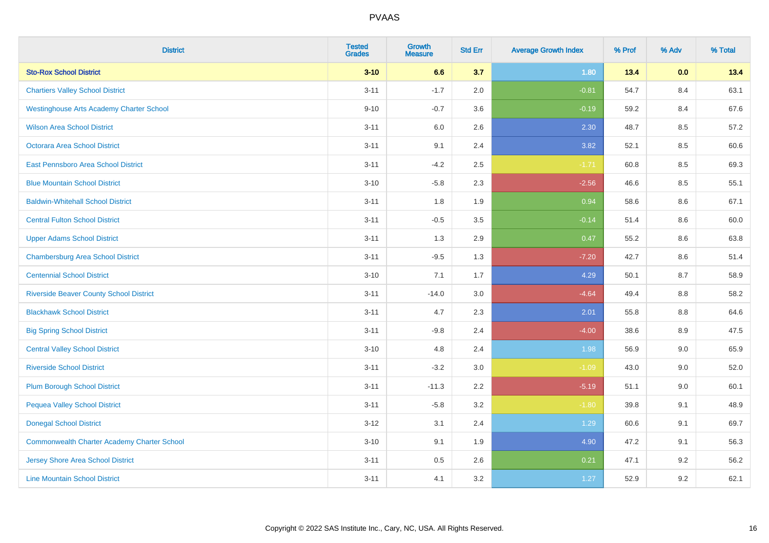# PVAAS

| District | Tested Grades | Growth Measure | Std Err | Average Growth Index | % Prof | % Adv | % Total |
|---|---|---|---|---|---|---|---|
| **Sto-Rox School District** | **3-10** | **6.6** | **3.7** | **1.80** | **13.4** | **0.0** | **13.4** |
| Chartiers Valley School District | 3-11 | -1.7 | 2.0 | -0.81 | 54.7 | 8.4 | 63.1 |
| Westinghouse Arts Academy Charter School | 9-10 | -0.7 | 3.6 | -0.19 | 59.2 | 8.4 | 67.6 |
| Wilson Area School District | 3-11 | 6.0 | 2.6 | 2.30 | 48.7 | 8.5 | 57.2 |
| Octorara Area School District | 3-11 | 9.1 | 2.4 | 3.82 | 52.1 | 8.5 | 60.6 |
| East Pennsboro Area School District | 3-11 | -4.2 | 2.5 | -1.71 | 60.8 | 8.5 | 69.3 |
| Blue Mountain School District | 3-10 | -5.8 | 2.3 | -2.56 | 46.6 | 8.5 | 55.1 |
| Baldwin-Whitehall School District | 3-11 | 1.8 | 1.9 | 0.94 | 58.6 | 8.6 | 67.1 |
| Central Fulton School District | 3-11 | -0.5 | 3.5 | -0.14 | 51.4 | 8.6 | 60.0 |
| Upper Adams School District | 3-11 | 1.3 | 2.9 | 0.47 | 55.2 | 8.6 | 63.8 |
| Chambersburg Area School District | 3-11 | -9.5 | 1.3 | -7.20 | 42.7 | 8.6 | 51.4 |
| Centennial School District | 3-10 | 7.1 | 1.7 | 4.29 | 50.1 | 8.7 | 58.9 |
| Riverside Beaver County School District | 3-11 | -14.0 | 3.0 | -4.64 | 49.4 | 8.8 | 58.2 |
| Blackhawk School District | 3-11 | 4.7 | 2.3 | 2.01 | 55.8 | 8.8 | 64.6 |
| Big Spring School District | 3-11 | -9.8 | 2.4 | -4.00 | 38.6 | 8.9 | 47.5 |
| Central Valley School District | 3-10 | 4.8 | 2.4 | 1.98 | 56.9 | 9.0 | 65.9 |
| Riverside School District | 3-11 | -3.2 | 3.0 | -1.09 | 43.0 | 9.0 | 52.0 |
| Plum Borough School District | 3-11 | -11.3 | 2.2 | -5.19 | 51.1 | 9.0 | 60.1 |
| Pequea Valley School District | 3-11 | -5.8 | 3.2 | -1.80 | 39.8 | 9.1 | 48.9 |
| Donegal School District | 3-12 | 3.1 | 2.4 | 1.29 | 60.6 | 9.1 | 69.7 |
| Commonwealth Charter Academy Charter School | 3-10 | 9.1 | 1.9 | 4.90 | 47.2 | 9.1 | 56.3 |
| Jersey Shore Area School District | 3-11 | 0.5 | 2.6 | 0.21 | 47.1 | 9.2 | 56.2 |
| Line Mountain School District | 3-11 | 4.1 | 3.2 | 1.27 | 52.9 | 9.2 | 62.1 |

Copyright © 2022 SAS Institute Inc., Cary, NC, USA. All Rights Reserved.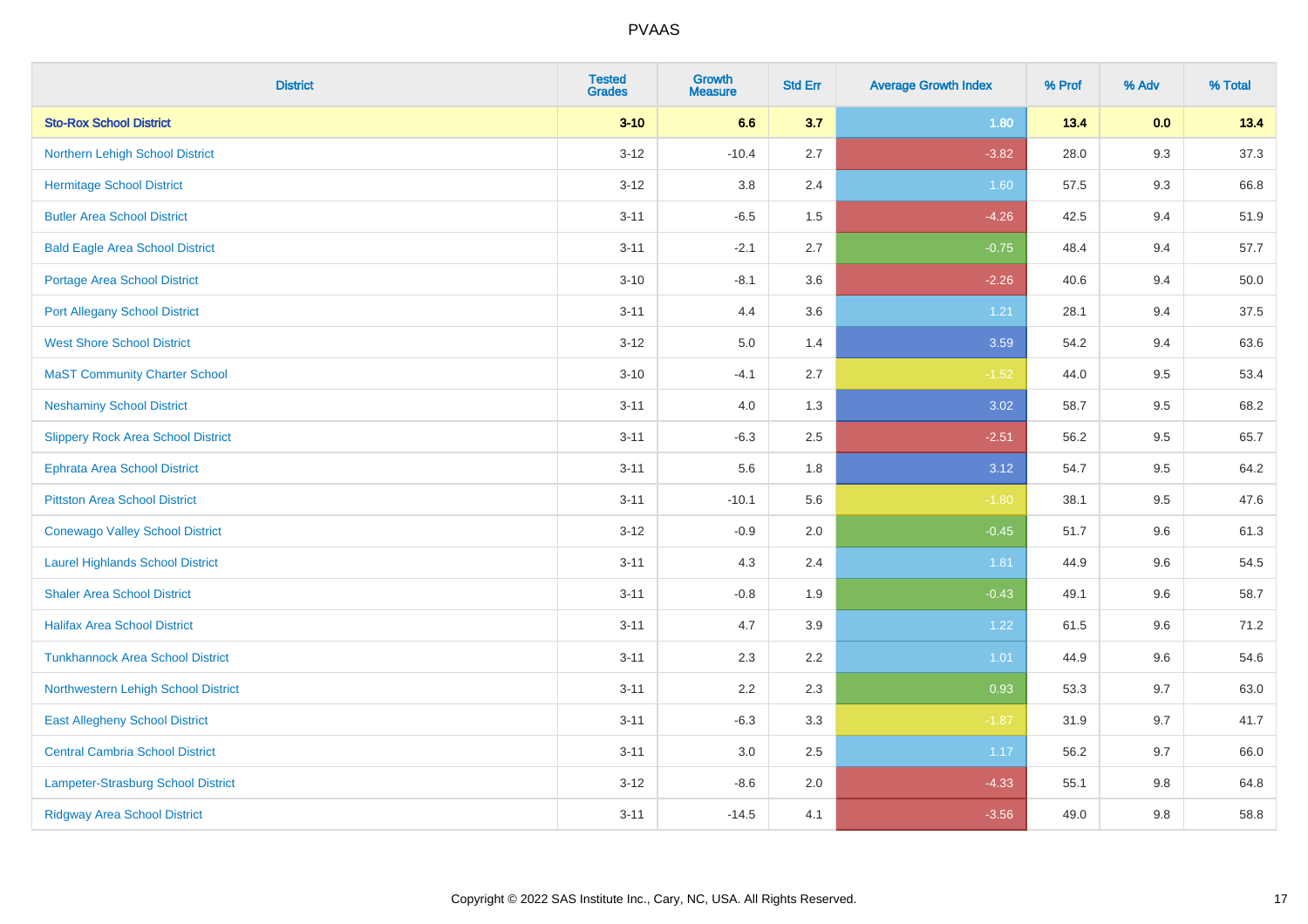# PVAAS

| District | Tested Grades | Growth Measure | Std Err | Average Growth Index | % Prof | % Adv | % Total |
|---|---|---|---|---|---|---|---|
| **Sto-Rox School District** | **3-10** | **6.6** | **3.7** | **1.80** | **13.4** | **0.0** | **13.4** |
| Northern Lehigh School District | 3-12 | -10.4 | 2.7 | -3.82 | 28.0 | 9.3 | 37.3 |
| Hermitage School District | 3-12 | 3.8 | 2.4 | 1.60 | 57.5 | 9.3 | 66.8 |
| Butler Area School District | 3-11 | -6.5 | 1.5 | -4.26 | 42.5 | 9.4 | 51.9 |
| Bald Eagle Area School District | 3-11 | -2.1 | 2.7 | -0.75 | 48.4 | 9.4 | 57.7 |
| Portage Area School District | 3-10 | -8.1 | 3.6 | -2.26 | 40.6 | 9.4 | 50.0 |
| Port Allegany School District | 3-11 | 4.4 | 3.6 | 1.21 | 28.1 | 9.4 | 37.5 |
| West Shore School District | 3-12 | 5.0 | 1.4 | 3.59 | 54.2 | 9.4 | 63.6 |
| MaST Community Charter School | 3-10 | -4.1 | 2.7 | -1.52 | 44.0 | 9.5 | 53.4 |
| Neshaminy School District | 3-11 | 4.0 | 1.3 | 3.02 | 58.7 | 9.5 | 68.2 |
| Slippery Rock Area School District | 3-11 | -6.3 | 2.5 | -2.51 | 56.2 | 9.5 | 65.7 |
| Ephrata Area School District | 3-11 | 5.6 | 1.8 | 3.12 | 54.7 | 9.5 | 64.2 |
| Pittston Area School District | 3-11 | -10.1 | 5.6 | -1.80 | 38.1 | 9.5 | 47.6 |
| Conewago Valley School District | 3-12 | -0.9 | 2.0 | -0.45 | 51.7 | 9.6 | 61.3 |
| Laurel Highlands School District | 3-11 | 4.3 | 2.4 | 1.81 | 44.9 | 9.6 | 54.5 |
| Shaler Area School District | 3-11 | -0.8 | 1.9 | -0.43 | 49.1 | 9.6 | 58.7 |
| Halifax Area School District | 3-11 | 4.7 | 3.9 | 1.22 | 61.5 | 9.6 | 71.2 |
| Tunkhannock Area School District | 3-11 | 2.3 | 2.2 | 1.01 | 44.9 | 9.6 | 54.6 |
| Northwestern Lehigh School District | 3-11 | 2.2 | 2.3 | 0.93 | 53.3 | 9.7 | 63.0 |
| East Allegheny School District | 3-11 | -6.3 | 3.3 | -1.87 | 31.9 | 9.7 | 41.7 |
| Central Cambria School District | 3-11 | 3.0 | 2.5 | 1.17 | 56.2 | 9.7 | 66.0 |
| Lampeter-Strasburg School District | 3-12 | -8.6 | 2.0 | -4.33 | 55.1 | 9.8 | 64.8 |
| Ridgway Area School District | 3-11 | -14.5 | 4.1 | -3.56 | 49.0 | 9.8 | 58.8 |

Copyright © 2022 SAS Institute Inc., Cary, NC, USA. All Rights Reserved.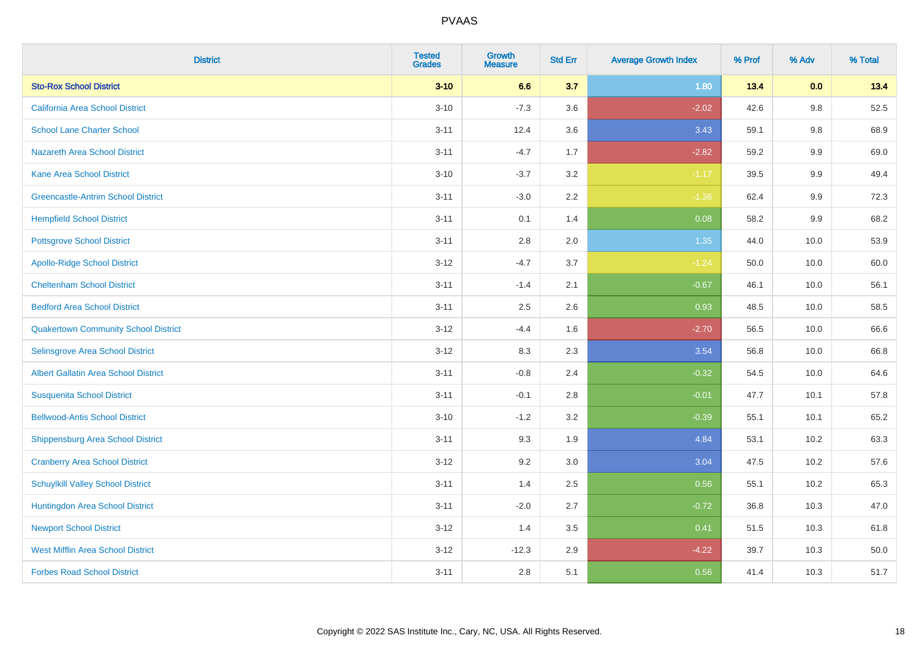| District | Tested Grades | Growth Measure | Std Err | Average Growth Index | % Prof | % Adv | % Total |
|---|---|---|---|---|---|---|---|
| **Sto-Rox School District** | **3-10** | **6.6** | **3.7** | **1.80** | **13.4** | **0.0** | **13.4** |
| California Area School District | 3-10 | -7.3 | 3.6 | -2.02 | 42.6 | 9.8 | 52.5 |
| School Lane Charter School | 3-11 | 12.4 | 3.6 | 3.43 | 59.1 | 9.8 | 68.9 |
| Nazareth Area School District | 3-11 | -4.7 | 1.7 | -2.82 | 59.2 | 9.9 | 69.0 |
| Kane Area School District | 3-10 | -3.7 | 3.2 | -1.17 | 39.5 | 9.9 | 49.4 |
| Greencastle-Antrim School District | 3-11 | -3.0 | 2.2 | -1.36 | 62.4 | 9.9 | 72.3 |
| Hempfield School District | 3-11 | 0.1 | 1.4 | 0.08 | 58.2 | 9.9 | 68.2 |
| Pottsgrove School District | 3-11 | 2.8 | 2.0 | 1.35 | 44.0 | 10.0 | 53.9 |
| Apollo-Ridge School District | 3-12 | -4.7 | 3.7 | -1.24 | 50.0 | 10.0 | 60.0 |
| Cheltenham School District | 3-11 | -1.4 | 2.1 | -0.67 | 46.1 | 10.0 | 56.1 |
| Bedford Area School District | 3-11 | 2.5 | 2.6 | 0.93 | 48.5 | 10.0 | 58.5 |
| Quakertown Community School District | 3-12 | -4.4 | 1.6 | -2.70 | 56.5 | 10.0 | 66.6 |
| Selinsgrove Area School District | 3-12 | 8.3 | 2.3 | 3.54 | 56.8 | 10.0 | 66.8 |
| Albert Gallatin Area School District | 3-11 | -0.8 | 2.4 | -0.32 | 54.5 | 10.0 | 64.6 |
| Susquenita School District | 3-11 | -0.1 | 2.8 | -0.01 | 47.7 | 10.1 | 57.8 |
| Bellwood-Antis School District | 3-10 | -1.2 | 3.2 | -0.39 | 55.1 | 10.1 | 65.2 |
| Shippensburg Area School District | 3-11 | 9.3 | 1.9 | 4.84 | 53.1 | 10.2 | 63.3 |
| Cranberry Area School District | 3-12 | 9.2 | 3.0 | 3.04 | 47.5 | 10.2 | 57.6 |
| Schuylkill Valley School District | 3-11 | 1.4 | 2.5 | 0.56 | 55.1 | 10.2 | 65.3 |
| Huntingdon Area School District | 3-11 | -2.0 | 2.7 | -0.72 | 36.8 | 10.3 | 47.0 |
| Newport School District | 3-12 | 1.4 | 3.5 | 0.41 | 51.5 | 10.3 | 61.8 |
| West Mifflin Area School District | 3-12 | -12.3 | 2.9 | -4.22 | 39.7 | 10.3 | 50.0 |
| Forbes Road School District | 3-11 | 2.8 | 5.1 | 0.56 | 41.4 | 10.3 | 51.7 |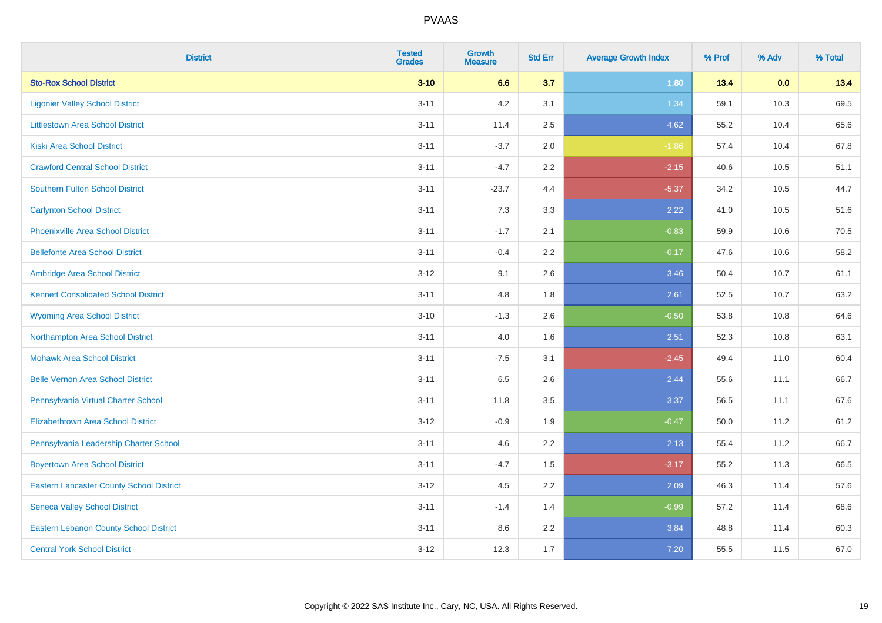# PVAAS

| District | Tested Grades | Growth Measure | Std Err | Average Growth Index | % Prof | % Adv | % Total |
|---|---|---|---|---|---|---|---|
| **Sto-Rox School District** | **3-10** | **6.6** | **3.7** | **1.80** | **13.4** | **0.0** | **13.4** |
| Ligonier Valley School District | 3-11 | 4.2 | 3.1 | 1.34 | 59.1 | 10.3 | 69.5 |
| Littlestown Area School District | 3-11 | 11.4 | 2.5 | 4.62 | 55.2 | 10.4 | 65.6 |
| Kiski Area School District | 3-11 | -3.7 | 2.0 | -1.86 | 57.4 | 10.4 | 67.8 |
| Crawford Central School District | 3-11 | -4.7 | 2.2 | -2.15 | 40.6 | 10.5 | 51.1 |
| Southern Fulton School District | 3-11 | -23.7 | 4.4 | -5.37 | 34.2 | 10.5 | 44.7 |
| Carlynton School District | 3-11 | 7.3 | 3.3 | 2.22 | 41.0 | 10.5 | 51.6 |
| Phoenixville Area School District | 3-11 | -1.7 | 2.1 | -0.83 | 59.9 | 10.6 | 70.5 |
| Bellefonte Area School District | 3-11 | -0.4 | 2.2 | -0.17 | 47.6 | 10.6 | 58.2 |
| Ambridge Area School District | 3-12 | 9.1 | 2.6 | 3.46 | 50.4 | 10.7 | 61.1 |
| Kennett Consolidated School District | 3-11 | 4.8 | 1.8 | 2.61 | 52.5 | 10.7 | 63.2 |
| Wyoming Area School District | 3-10 | -1.3 | 2.6 | -0.50 | 53.8 | 10.8 | 64.6 |
| Northampton Area School District | 3-11 | 4.0 | 1.6 | 2.51 | 52.3 | 10.8 | 63.1 |
| Mohawk Area School District | 3-11 | -7.5 | 3.1 | -2.45 | 49.4 | 11.0 | 60.4 |
| Belle Vernon Area School District | 3-11 | 6.5 | 2.6 | 2.44 | 55.6 | 11.1 | 66.7 |
| Pennsylvania Virtual Charter School | 3-11 | 11.8 | 3.5 | 3.37 | 56.5 | 11.1 | 67.6 |
| Elizabethtown Area School District | 3-12 | -0.9 | 1.9 | -0.47 | 50.0 | 11.2 | 61.2 |
| Pennsylvania Leadership Charter School | 3-11 | 4.6 | 2.2 | 2.13 | 55.4 | 11.2 | 66.7 |
| Boyertown Area School District | 3-11 | -4.7 | 1.5 | -3.17 | 55.2 | 11.3 | 66.5 |
| Eastern Lancaster County School District | 3-12 | 4.5 | 2.2 | 2.09 | 46.3 | 11.4 | 57.6 |
| Seneca Valley School District | 3-11 | -1.4 | 1.4 | -0.99 | 57.2 | 11.4 | 68.6 |
| Eastern Lebanon County School District | 3-11 | 8.6 | 2.2 | 3.84 | 48.8 | 11.4 | 60.3 |
| Central York School District | 3-12 | 12.3 | 1.7 | 7.20 | 55.5 | 11.5 | 67.0 |

Copyright © 2022 SAS Institute Inc., Cary, NC, USA. All Rights Reserved.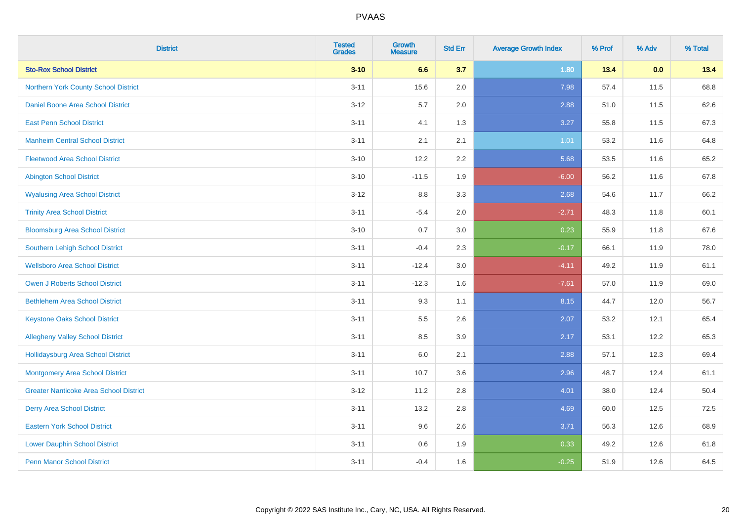| District | Tested Grades | Growth Measure | Std Err | Average Growth Index | % Prof | % Adv | % Total |
|---|---|---|---|---|---|---|---|
| **Sto-Rox School District** | **3-10** | **6.6** | **3.7** | **1.80** | **13.4** | **0.0** | **13.4** |
| Northern York County School District | 3-11 | 15.6 | 2.0 | 7.98 | 57.4 | 11.5 | 68.8 |
| Daniel Boone Area School District | 3-12 | 5.7 | 2.0 | 2.88 | 51.0 | 11.5 | 62.6 |
| East Penn School District | 3-11 | 4.1 | 1.3 | 3.27 | 55.8 | 11.5 | 67.3 |
| Manheim Central School District | 3-11 | 2.1 | 2.1 | 1.01 | 53.2 | 11.6 | 64.8 |
| Fleetwood Area School District | 3-10 | 12.2 | 2.2 | 5.68 | 53.5 | 11.6 | 65.2 |
| Abington School District | 3-10 | -11.5 | 1.9 | -6.00 | 56.2 | 11.6 | 67.8 |
| Wyalusing Area School District | 3-12 | 8.8 | 3.3 | 2.68 | 54.6 | 11.7 | 66.2 |
| Trinity Area School District | 3-11 | -5.4 | 2.0 | -2.71 | 48.3 | 11.8 | 60.1 |
| Bloomsburg Area School District | 3-10 | 0.7 | 3.0 | 0.23 | 55.9 | 11.8 | 67.6 |
| Southern Lehigh School District | 3-11 | -0.4 | 2.3 | -0.17 | 66.1 | 11.9 | 78.0 |
| Wellsboro Area School District | 3-11 | -12.4 | 3.0 | -4.11 | 49.2 | 11.9 | 61.1 |
| Owen J Roberts School District | 3-11 | -12.3 | 1.6 | -7.61 | 57.0 | 11.9 | 69.0 |
| Bethlehem Area School District | 3-11 | 9.3 | 1.1 | 8.15 | 44.7 | 12.0 | 56.7 |
| Keystone Oaks School District | 3-11 | 5.5 | 2.6 | 2.07 | 53.2 | 12.1 | 65.4 |
| Allegheny Valley School District | 3-11 | 8.5 | 3.9 | 2.17 | 53.1 | 12.2 | 65.3 |
| Hollidaysburg Area School District | 3-11 | 6.0 | 2.1 | 2.88 | 57.1 | 12.3 | 69.4 |
| Montgomery Area School District | 3-11 | 10.7 | 3.6 | 2.96 | 48.7 | 12.4 | 61.1 |
| Greater Nanticoke Area School District | 3-12 | 11.2 | 2.8 | 4.01 | 38.0 | 12.4 | 50.4 |
| Derry Area School District | 3-11 | 13.2 | 2.8 | 4.69 | 60.0 | 12.5 | 72.5 |
| Eastern York School District | 3-11 | 9.6 | 2.6 | 3.71 | 56.3 | 12.6 | 68.9 |
| Lower Dauphin School District | 3-11 | 0.6 | 1.9 | 0.33 | 49.2 | 12.6 | 61.8 |
| Penn Manor School District | 3-11 | -0.4 | 1.6 | -0.25 | 51.9 | 12.6 | 64.5 |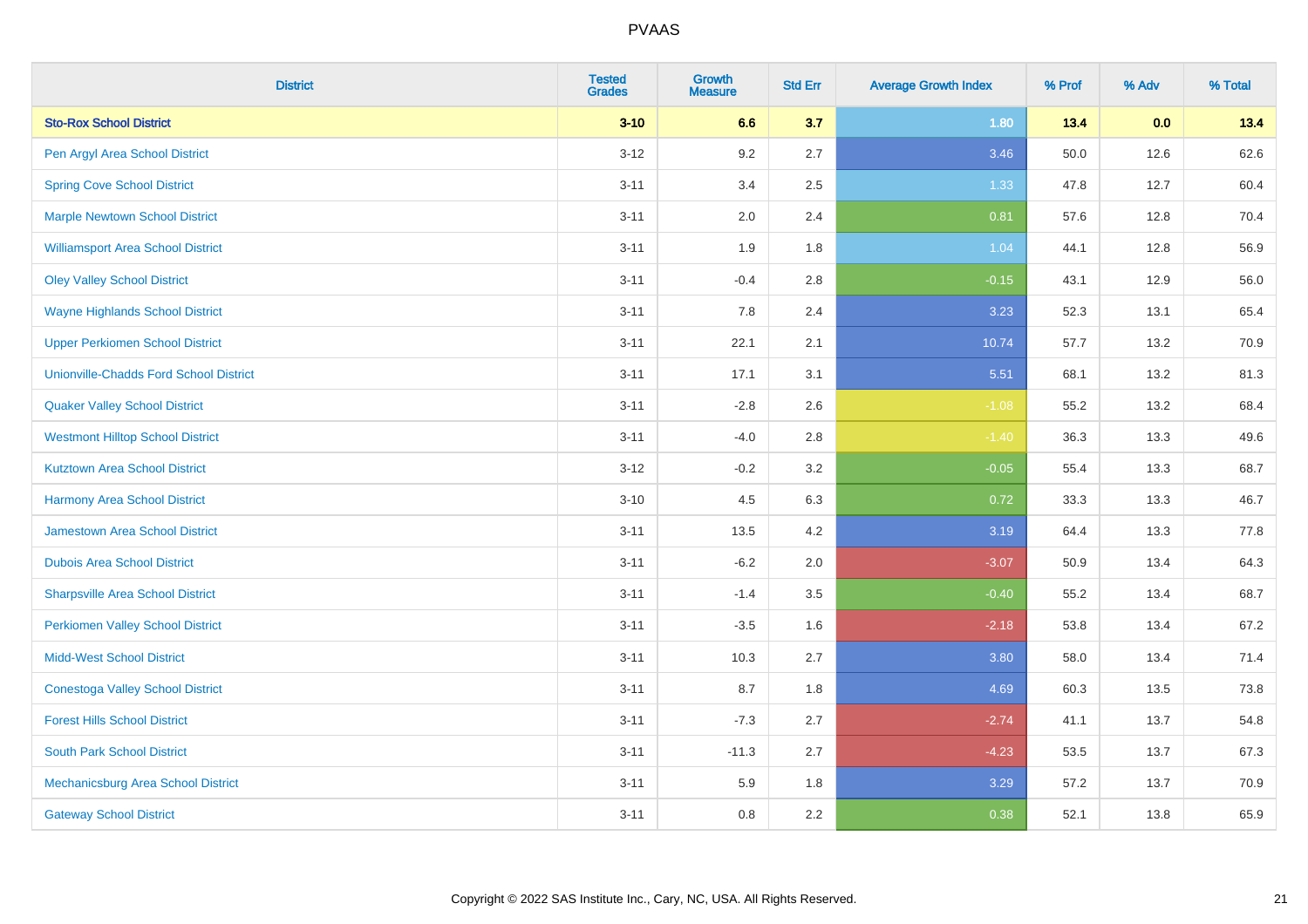| District | Tested Grades | Growth Measure | Std Err | Average Growth Index | % Prof | % Adv | % Total |
|---|---|---|---|---|---|---|---|
| **Sto-Rox School District** | **3-10** | **6.6** | **3.7** | **1.80** | **13.4** | **0.0** | **13.4** |
| Pen Argyl Area School District | 3-12 | 9.2 | 2.7 | 3.46 | 50.0 | 12.6 | 62.6 |
| Spring Cove School District | 3-11 | 3.4 | 2.5 | 1.33 | 47.8 | 12.7 | 60.4 |
| Marple Newtown School District | 3-11 | 2.0 | 2.4 | 0.81 | 57.6 | 12.8 | 70.4 |
| Williamsport Area School District | 3-11 | 1.9 | 1.8 | 1.04 | 44.1 | 12.8 | 56.9 |
| Oley Valley School District | 3-11 | -0.4 | 2.8 | -0.15 | 43.1 | 12.9 | 56.0 |
| Wayne Highlands School District | 3-11 | 7.8 | 2.4 | 3.23 | 52.3 | 13.1 | 65.4 |
| Upper Perkiomen School District | 3-11 | 22.1 | 2.1 | 10.74 | 57.7 | 13.2 | 70.9 |
| Unionville-Chadds Ford School District | 3-11 | 17.1 | 3.1 | 5.51 | 68.1 | 13.2 | 81.3 |
| Quaker Valley School District | 3-11 | -2.8 | 2.6 | -1.08 | 55.2 | 13.2 | 68.4 |
| Westmont Hilltop School District | 3-11 | -4.0 | 2.8 | -1.40 | 36.3 | 13.3 | 49.6 |
| Kutztown Area School District | 3-12 | -0.2 | 3.2 | -0.05 | 55.4 | 13.3 | 68.7 |
| Harmony Area School District | 3-10 | 4.5 | 6.3 | 0.72 | 33.3 | 13.3 | 46.7 |
| Jamestown Area School District | 3-11 | 13.5 | 4.2 | 3.19 | 64.4 | 13.3 | 77.8 |
| Dubois Area School District | 3-11 | -6.2 | 2.0 | -3.07 | 50.9 | 13.4 | 64.3 |
| Sharpsville Area School District | 3-11 | -1.4 | 3.5 | -0.40 | 55.2 | 13.4 | 68.7 |
| Perkiomen Valley School District | 3-11 | -3.5 | 1.6 | -2.18 | 53.8 | 13.4 | 67.2 |
| Midd-West School District | 3-11 | 10.3 | 2.7 | 3.80 | 58.0 | 13.4 | 71.4 |
| Conestoga Valley School District | 3-11 | 8.7 | 1.8 | 4.69 | 60.3 | 13.5 | 73.8 |
| Forest Hills School District | 3-11 | -7.3 | 2.7 | -2.74 | 41.1 | 13.7 | 54.8 |
| South Park School District | 3-11 | -11.3 | 2.7 | -4.23 | 53.5 | 13.7 | 67.3 |
| Mechanicsburg Area School District | 3-11 | 5.9 | 1.8 | 3.29 | 57.2 | 13.7 | 70.9 |
| Gateway School District | 3-11 | 0.8 | 2.2 | 0.38 | 52.1 | 13.8 | 65.9 |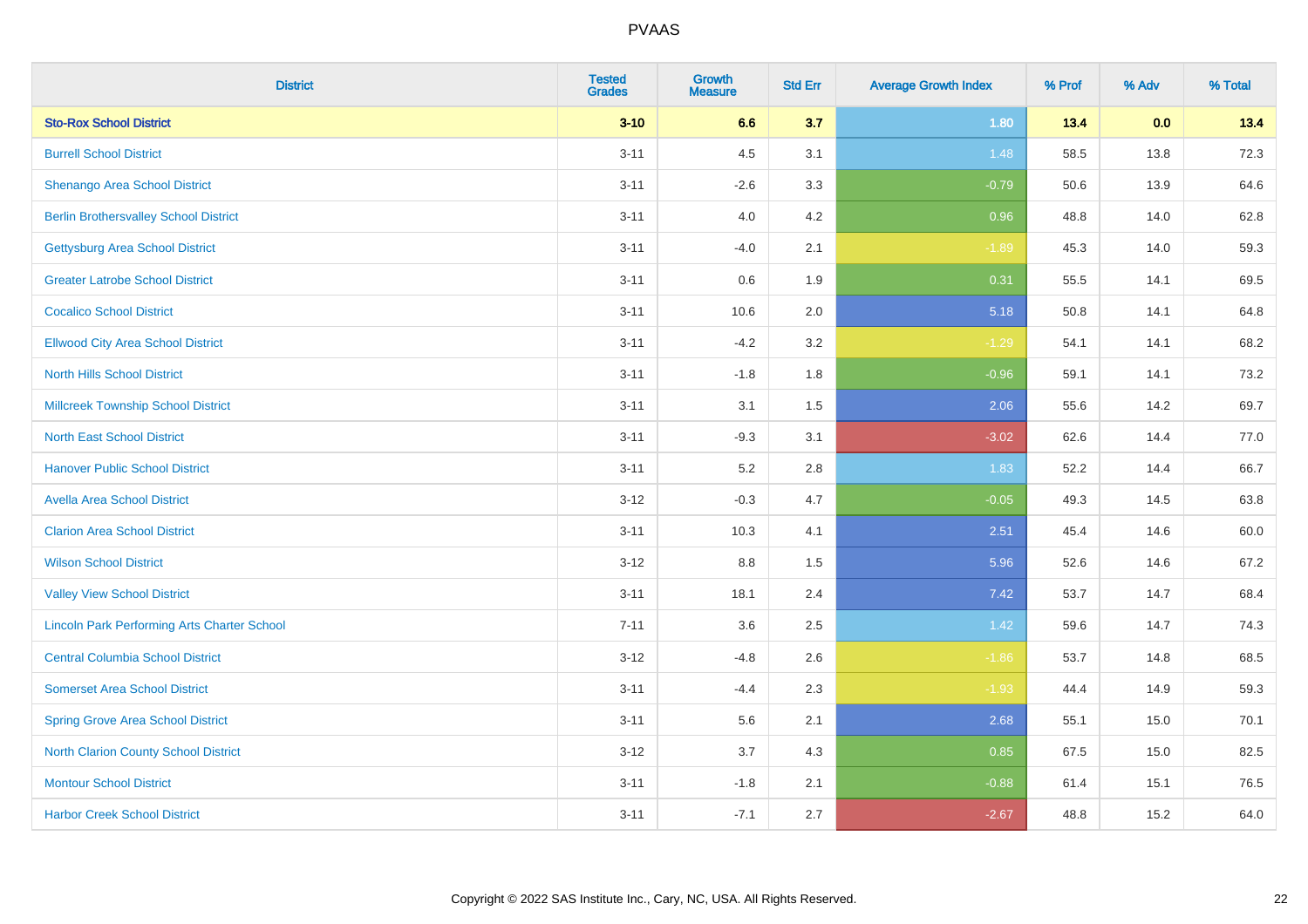# PVAAS

| District | Tested Grades | Growth Measure | Std Err | Average Growth Index | % Prof | % Adv | % Total |
|---|---|---|---|---|---|---|---|
| **Sto-Rox School District** | **3-10** | **6.6** | **3.7** | **1.80** | **13.4** | **0.0** | **13.4** |
| Burrell School District | 3-11 | 4.5 | 3.1 | 1.48 | 58.5 | 13.8 | 72.3 |
| Shenango Area School District | 3-11 | -2.6 | 3.3 | -0.79 | 50.6 | 13.9 | 64.6 |
| Berlin Brothersvalley School District | 3-11 | 4.0 | 4.2 | 0.96 | 48.8 | 14.0 | 62.8 |
| Gettysburg Area School District | 3-11 | -4.0 | 2.1 | -1.89 | 45.3 | 14.0 | 59.3 |
| Greater Latrobe School District | 3-11 | 0.6 | 1.9 | 0.31 | 55.5 | 14.1 | 69.5 |
| Cocalico School District | 3-11 | 10.6 | 2.0 | 5.18 | 50.8 | 14.1 | 64.8 |
| Ellwood City Area School District | 3-11 | -4.2 | 3.2 | -1.29 | 54.1 | 14.1 | 68.2 |
| North Hills School District | 3-11 | -1.8 | 1.8 | -0.96 | 59.1 | 14.1 | 73.2 |
| Millcreek Township School District | 3-11 | 3.1 | 1.5 | 2.06 | 55.6 | 14.2 | 69.7 |
| North East School District | 3-11 | -9.3 | 3.1 | -3.02 | 62.6 | 14.4 | 77.0 |
| Hanover Public School District | 3-11 | 5.2 | 2.8 | 1.83 | 52.2 | 14.4 | 66.7 |
| Avella Area School District | 3-12 | -0.3 | 4.7 | -0.05 | 49.3 | 14.5 | 63.8 |
| Clarion Area School District | 3-11 | 10.3 | 4.1 | 2.51 | 45.4 | 14.6 | 60.0 |
| Wilson School District | 3-12 | 8.8 | 1.5 | 5.96 | 52.6 | 14.6 | 67.2 |
| Valley View School District | 3-11 | 18.1 | 2.4 | 7.42 | 53.7 | 14.7 | 68.4 |
| Lincoln Park Performing Arts Charter School | 7-11 | 3.6 | 2.5 | 1.42 | 59.6 | 14.7 | 74.3 |
| Central Columbia School District | 3-12 | -4.8 | 2.6 | -1.86 | 53.7 | 14.8 | 68.5 |
| Somerset Area School District | 3-11 | -4.4 | 2.3 | -1.93 | 44.4 | 14.9 | 59.3 |
| Spring Grove Area School District | 3-11 | 5.6 | 2.1 | 2.68 | 55.1 | 15.0 | 70.1 |
| North Clarion County School District | 3-12 | 3.7 | 4.3 | 0.85 | 67.5 | 15.0 | 82.5 |
| Montour School District | 3-11 | -1.8 | 2.1 | -0.88 | 61.4 | 15.1 | 76.5 |
| Harbor Creek School District | 3-11 | -7.1 | 2.7 | -2.67 | 48.8 | 15.2 | 64.0 |

Copyright © 2022 SAS Institute Inc., Cary, NC, USA. All Rights Reserved.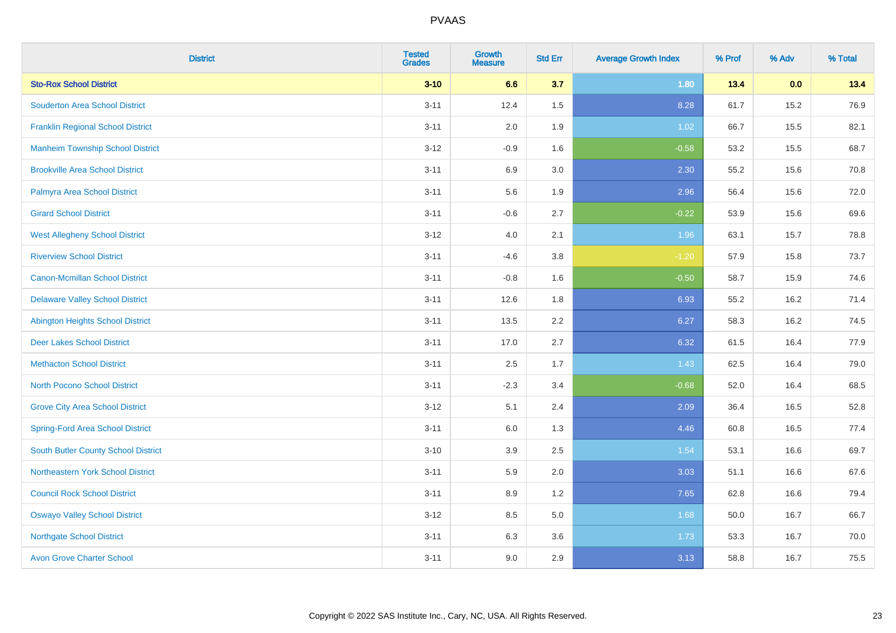| District | Tested Grades | Growth Measure | Std Err | Average Growth Index | % Prof | % Adv | % Total |
|---|---|---|---|---|---|---|---|
| **Sto-Rox School District** | **3-10** | **6.6** | **3.7** | **1.80** | **13.4** | **0.0** | **13.4** |
| Souderton Area School District | 3-11 | 12.4 | 1.5 | 8.28 | 61.7 | 15.2 | 76.9 |
| Franklin Regional School District | 3-11 | 2.0 | 1.9 | 1.02 | 66.7 | 15.5 | 82.1 |
| Manheim Township School District | 3-12 | -0.9 | 1.6 | -0.58 | 53.2 | 15.5 | 68.7 |
| Brookville Area School District | 3-11 | 6.9 | 3.0 | 2.30 | 55.2 | 15.6 | 70.8 |
| Palmyra Area School District | 3-11 | 5.6 | 1.9 | 2.96 | 56.4 | 15.6 | 72.0 |
| Girard School District | 3-11 | -0.6 | 2.7 | -0.22 | 53.9 | 15.6 | 69.6 |
| West Allegheny School District | 3-12 | 4.0 | 2.1 | 1.96 | 63.1 | 15.7 | 78.8 |
| Riverview School District | 3-11 | -4.6 | 3.8 | -1.20 | 57.9 | 15.8 | 73.7 |
| Canon-Mcmillan School District | 3-11 | -0.8 | 1.6 | -0.50 | 58.7 | 15.9 | 74.6 |
| Delaware Valley School District | 3-11 | 12.6 | 1.8 | 6.93 | 55.2 | 16.2 | 71.4 |
| Abington Heights School District | 3-11 | 13.5 | 2.2 | 6.27 | 58.3 | 16.2 | 74.5 |
| Deer Lakes School District | 3-11 | 17.0 | 2.7 | 6.32 | 61.5 | 16.4 | 77.9 |
| Methacton School District | 3-11 | 2.5 | 1.7 | 1.43 | 62.5 | 16.4 | 79.0 |
| North Pocono School District | 3-11 | -2.3 | 3.4 | -0.68 | 52.0 | 16.4 | 68.5 |
| Grove City Area School District | 3-12 | 5.1 | 2.4 | 2.09 | 36.4 | 16.5 | 52.8 |
| Spring-Ford Area School District | 3-11 | 6.0 | 1.3 | 4.46 | 60.8 | 16.5 | 77.4 |
| South Butler County School District | 3-10 | 3.9 | 2.5 | 1.54 | 53.1 | 16.6 | 69.7 |
| Northeastern York School District | 3-11 | 5.9 | 2.0 | 3.03 | 51.1 | 16.6 | 67.6 |
| Council Rock School District | 3-11 | 8.9 | 1.2 | 7.65 | 62.8 | 16.6 | 79.4 |
| Oswayo Valley School District | 3-12 | 8.5 | 5.0 | 1.68 | 50.0 | 16.7 | 66.7 |
| Northgate School District | 3-11 | 6.3 | 3.6 | 1.73 | 53.3 | 16.7 | 70.0 |
| Avon Grove Charter School | 3-11 | 9.0 | 2.9 | 3.13 | 58.8 | 16.7 | 75.5 |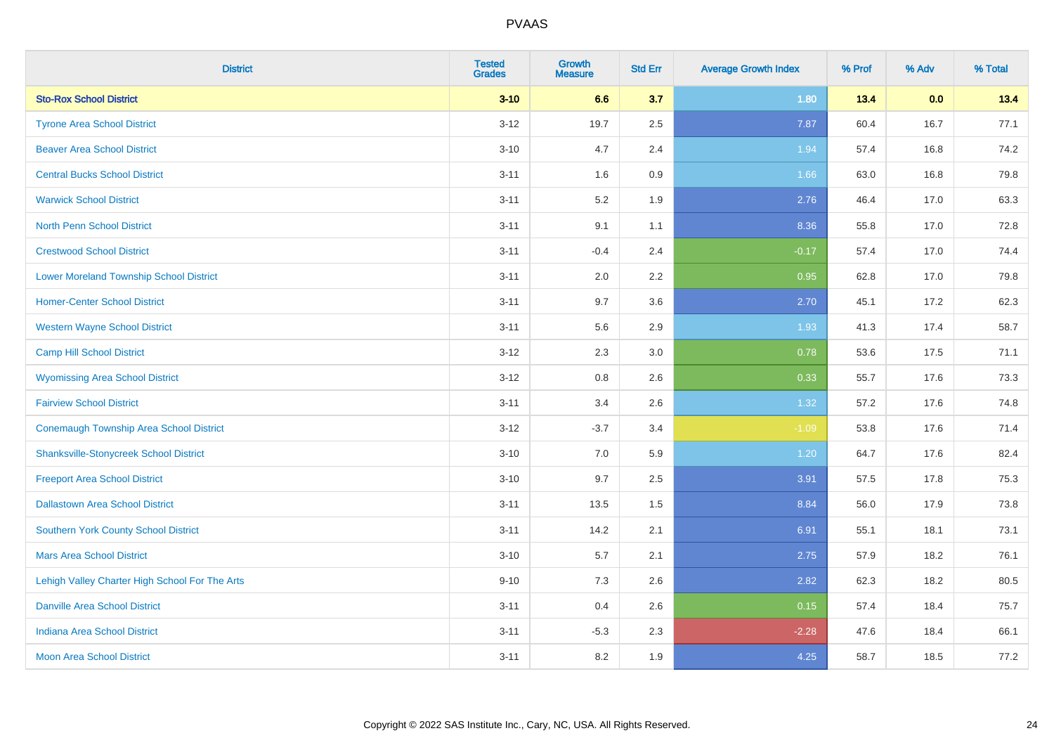| District | Tested Grades | Growth Measure | Std Err | Average Growth Index | % Prof | % Adv | % Total |
|---|---|---|---|---|---|---|---|
| **Sto-Rox School District** | **3-10** | **6.6** | **3.7** | **1.80** | **13.4** | **0.0** | **13.4** |
| Tyrone Area School District | 3-12 | 19.7 | 2.5 | 7.87 | 60.4 | 16.7 | 77.1 |
| Beaver Area School District | 3-10 | 4.7 | 2.4 | 1.94 | 57.4 | 16.8 | 74.2 |
| Central Bucks School District | 3-11 | 1.6 | 0.9 | 1.66 | 63.0 | 16.8 | 79.8 |
| Warwick School District | 3-11 | 5.2 | 1.9 | 2.76 | 46.4 | 17.0 | 63.3 |
| North Penn School District | 3-11 | 9.1 | 1.1 | 8.36 | 55.8 | 17.0 | 72.8 |
| Crestwood School District | 3-11 | -0.4 | 2.4 | -0.17 | 57.4 | 17.0 | 74.4 |
| Lower Moreland Township School District | 3-11 | 2.0 | 2.2 | 0.95 | 62.8 | 17.0 | 79.8 |
| Homer-Center School District | 3-11 | 9.7 | 3.6 | 2.70 | 45.1 | 17.2 | 62.3 |
| Western Wayne School District | 3-11 | 5.6 | 2.9 | 1.93 | 41.3 | 17.4 | 58.7 |
| Camp Hill School District | 3-12 | 2.3 | 3.0 | 0.78 | 53.6 | 17.5 | 71.1 |
| Wyomissing Area School District | 3-12 | 0.8 | 2.6 | 0.33 | 55.7 | 17.6 | 73.3 |
| Fairview School District | 3-11 | 3.4 | 2.6 | 1.32 | 57.2 | 17.6 | 74.8 |
| Conemaugh Township Area School District | 3-12 | -3.7 | 3.4 | -1.09 | 53.8 | 17.6 | 71.4 |
| Shanksville-Stonycreek School District | 3-10 | 7.0 | 5.9 | 1.20 | 64.7 | 17.6 | 82.4 |
| Freeport Area School District | 3-10 | 9.7 | 2.5 | 3.91 | 57.5 | 17.8 | 75.3 |
| Dallastown Area School District | 3-11 | 13.5 | 1.5 | 8.84 | 56.0 | 17.9 | 73.8 |
| Southern York County School District | 3-11 | 14.2 | 2.1 | 6.91 | 55.1 | 18.1 | 73.1 |
| Mars Area School District | 3-10 | 5.7 | 2.1 | 2.75 | 57.9 | 18.2 | 76.1 |
| Lehigh Valley Charter High School For The Arts | 9-10 | 7.3 | 2.6 | 2.82 | 62.3 | 18.2 | 80.5 |
| Danville Area School District | 3-11 | 0.4 | 2.6 | 0.15 | 57.4 | 18.4 | 75.7 |
| Indiana Area School District | 3-11 | -5.3 | 2.3 | -2.28 | 47.6 | 18.4 | 66.1 |
| Moon Area School District | 3-11 | 8.2 | 1.9 | 4.25 | 58.7 | 18.5 | 77.2 |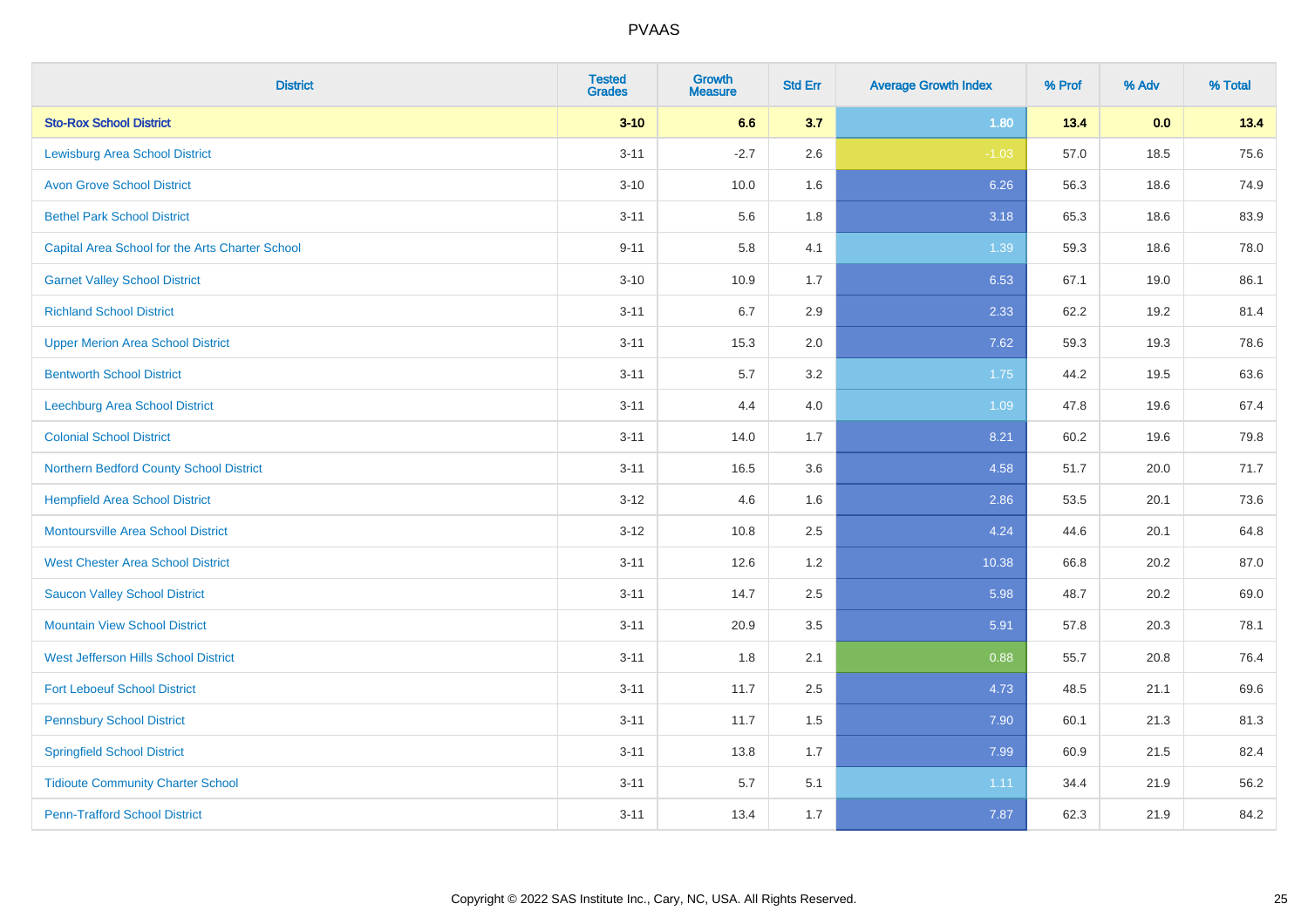# PVAAS

| District | Tested Grades | Growth Measure | Std Err | Average Growth Index | % Prof | % Adv | % Total |
|---|---|---|---|---|---|---|---|
| **Sto-Rox School District** | **3-10** | **6.6** | **3.7** | **1.80** | **13.4** | **0.0** | **13.4** |
| Lewisburg Area School District | 3-11 | -2.7 | 2.6 | -1.03 | 57.0 | 18.5 | 75.6 |
| Avon Grove School District | 3-10 | 10.0 | 1.6 | 6.26 | 56.3 | 18.6 | 74.9 |
| Bethel Park School District | 3-11 | 5.6 | 1.8 | 3.18 | 65.3 | 18.6 | 83.9 |
| Capital Area School for the Arts Charter School | 9-11 | 5.8 | 4.1 | 1.39 | 59.3 | 18.6 | 78.0 |
| Garnet Valley School District | 3-10 | 10.9 | 1.7 | 6.53 | 67.1 | 19.0 | 86.1 |
| Richland School District | 3-11 | 6.7 | 2.9 | 2.33 | 62.2 | 19.2 | 81.4 |
| Upper Merion Area School District | 3-11 | 15.3 | 2.0 | 7.62 | 59.3 | 19.3 | 78.6 |
| Bentworth School District | 3-11 | 5.7 | 3.2 | 1.75 | 44.2 | 19.5 | 63.6 |
| Leechburg Area School District | 3-11 | 4.4 | 4.0 | 1.09 | 47.8 | 19.6 | 67.4 |
| Colonial School District | 3-11 | 14.0 | 1.7 | 8.21 | 60.2 | 19.6 | 79.8 |
| Northern Bedford County School District | 3-11 | 16.5 | 3.6 | 4.58 | 51.7 | 20.0 | 71.7 |
| Hempfield Area School District | 3-12 | 4.6 | 1.6 | 2.86 | 53.5 | 20.1 | 73.6 |
| Montoursville Area School District | 3-12 | 10.8 | 2.5 | 4.24 | 44.6 | 20.1 | 64.8 |
| West Chester Area School District | 3-11 | 12.6 | 1.2 | 10.38 | 66.8 | 20.2 | 87.0 |
| Saucon Valley School District | 3-11 | 14.7 | 2.5 | 5.98 | 48.7 | 20.2 | 69.0 |
| Mountain View School District | 3-11 | 20.9 | 3.5 | 5.91 | 57.8 | 20.3 | 78.1 |
| West Jefferson Hills School District | 3-11 | 1.8 | 2.1 | 0.88 | 55.7 | 20.8 | 76.4 |
| Fort Leboeuf School District | 3-11 | 11.7 | 2.5 | 4.73 | 48.5 | 21.1 | 69.6 |
| Pennsbury School District | 3-11 | 11.7 | 1.5 | 7.90 | 60.1 | 21.3 | 81.3 |
| Springfield School District | 3-11 | 13.8 | 1.7 | 7.99 | 60.9 | 21.5 | 82.4 |
| Tidioute Community Charter School | 3-11 | 5.7 | 5.1 | 1.11 | 34.4 | 21.9 | 56.2 |
| Penn-Trafford School District | 3-11 | 13.4 | 1.7 | 7.87 | 62.3 | 21.9 | 84.2 |

Copyright © 2022 SAS Institute Inc., Cary, NC, USA. All Rights Reserved.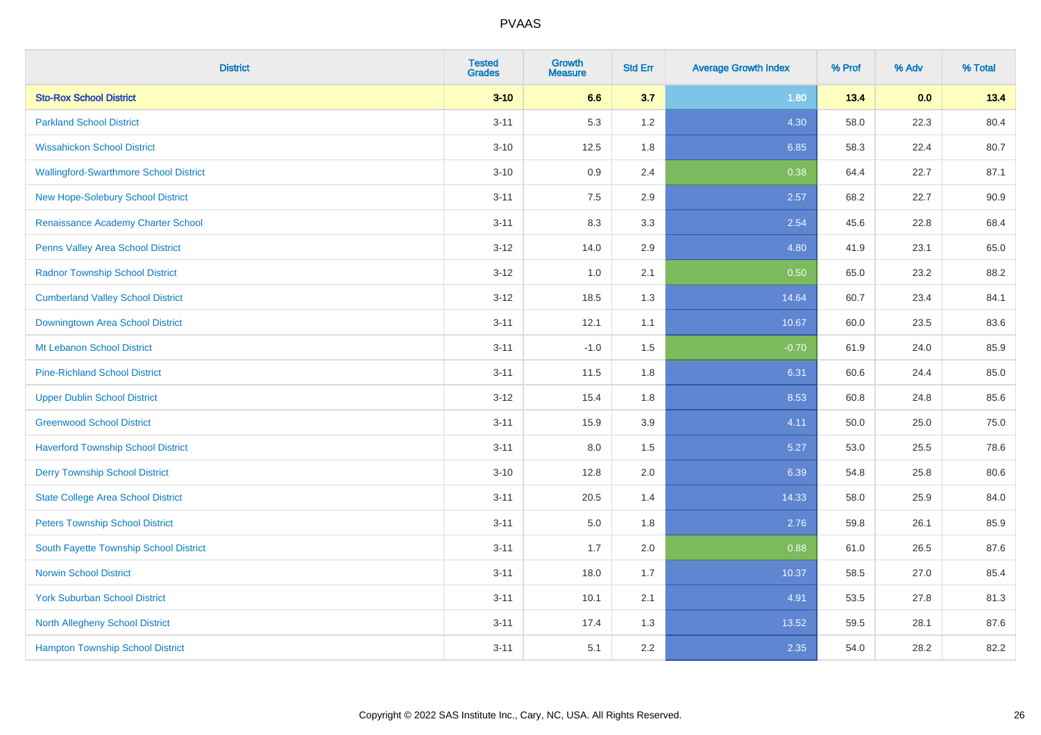| District | Tested Grades | Growth Measure | Std Err | Average Growth Index | % Prof | % Adv | % Total |
|---|---|---|---|---|---|---|---|
| **Sto-Rox School District** | **3-10** | **6.6** | **3.7** | **1.80** | **13.4** | **0.0** | **13.4** |
| Parkland School District | 3-11 | 5.3 | 1.2 | 4.30 | 58.0 | 22.3 | 80.4 |
| Wissahickon School District | 3-10 | 12.5 | 1.8 | 6.85 | 58.3 | 22.4 | 80.7 |
| Wallingford-Swarthmore School District | 3-10 | 0.9 | 2.4 | 0.38 | 64.4 | 22.7 | 87.1 |
| New Hope-Solebury School District | 3-11 | 7.5 | 2.9 | 2.57 | 68.2 | 22.7 | 90.9 |
| Renaissance Academy Charter School | 3-11 | 8.3 | 3.3 | 2.54 | 45.6 | 22.8 | 68.4 |
| Penns Valley Area School District | 3-12 | 14.0 | 2.9 | 4.80 | 41.9 | 23.1 | 65.0 |
| Radnor Township School District | 3-12 | 1.0 | 2.1 | 0.50 | 65.0 | 23.2 | 88.2 |
| Cumberland Valley School District | 3-12 | 18.5 | 1.3 | 14.64 | 60.7 | 23.4 | 84.1 |
| Downingtown Area School District | 3-11 | 12.1 | 1.1 | 10.67 | 60.0 | 23.5 | 83.6 |
| Mt Lebanon School District | 3-11 | -1.0 | 1.5 | -0.70 | 61.9 | 24.0 | 85.9 |
| Pine-Richland School District | 3-11 | 11.5 | 1.8 | 6.31 | 60.6 | 24.4 | 85.0 |
| Upper Dublin School District | 3-12 | 15.4 | 1.8 | 8.53 | 60.8 | 24.8 | 85.6 |
| Greenwood School District | 3-11 | 15.9 | 3.9 | 4.11 | 50.0 | 25.0 | 75.0 |
| Haverford Township School District | 3-11 | 8.0 | 1.5 | 5.27 | 53.0 | 25.5 | 78.6 |
| Derry Township School District | 3-10 | 12.8 | 2.0 | 6.39 | 54.8 | 25.8 | 80.6 |
| State College Area School District | 3-11 | 20.5 | 1.4 | 14.33 | 58.0 | 25.9 | 84.0 |
| Peters Township School District | 3-11 | 5.0 | 1.8 | 2.76 | 59.8 | 26.1 | 85.9 |
| South Fayette Township School District | 3-11 | 1.7 | 2.0 | 0.88 | 61.0 | 26.5 | 87.6 |
| Norwin School District | 3-11 | 18.0 | 1.7 | 10.37 | 58.5 | 27.0 | 85.4 |
| York Suburban School District | 3-11 | 10.1 | 2.1 | 4.91 | 53.5 | 27.8 | 81.3 |
| North Allegheny School District | 3-11 | 17.4 | 1.3 | 13.52 | 59.5 | 28.1 | 87.6 |
| Hampton Township School District | 3-11 | 5.1 | 2.2 | 2.35 | 54.0 | 28.2 | 82.2 |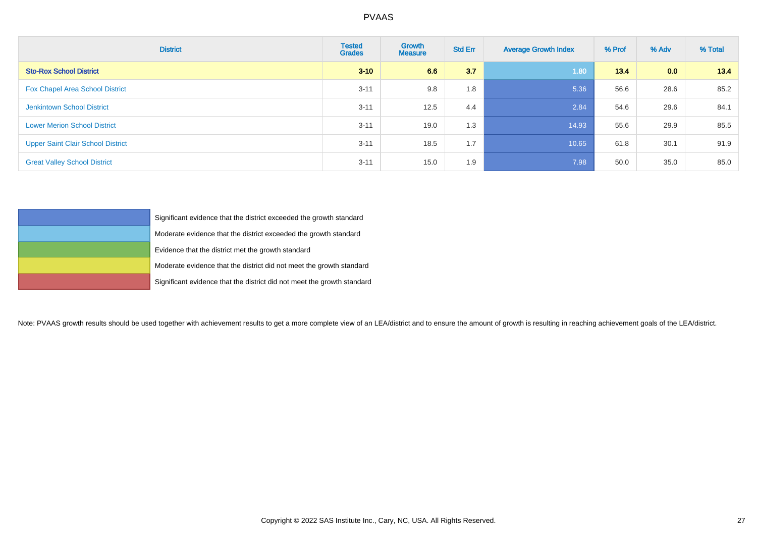PVAAS

| District | Tested Grades | Growth Measure | Std Err | Average Growth Index | % Prof | % Adv | % Total |
|---|---|---|---|---|---|---|---|
| **Sto-Rox School District** | **3-10** | **6.6** | **3.7** | **1.80** | **13.4** | **0.0** | **13.4** |
| Fox Chapel Area School District | 3-11 | 9.8 | 1.8 | 5.36 | 56.6 | 28.6 | 85.2 |
| Jenkintown School District | 3-11 | 12.5 | 4.4 | 2.84 | 54.6 | 29.6 | 84.1 |
| Lower Merion School District | 3-11 | 19.0 | 1.3 | 14.93 | 55.6 | 29.9 | 85.5 |
| Upper Saint Clair School District | 3-11 | 18.5 | 1.7 | 10.65 | 61.8 | 30.1 | 91.9 |
| Great Valley School District | 3-11 | 15.0 | 1.9 | 7.98 | 50.0 | 35.0 | 85.0 |

Significant evidence that the district exceeded the growth standard

Moderate evidence that the district exceeded the growth standard

Evidence that the district met the growth standard

Moderate evidence that the district did not meet the growth standard

Significant evidence that the district did not meet the growth standard

Note: PVAAS growth results should be used together with achievement results to get a more complete view of an LEA/district and to ensure the amount of growth is resulting in reaching achievement goals of the LEA/district.

Copyright © 2022 SAS Institute Inc., Cary, NC, USA. All Rights Reserved.